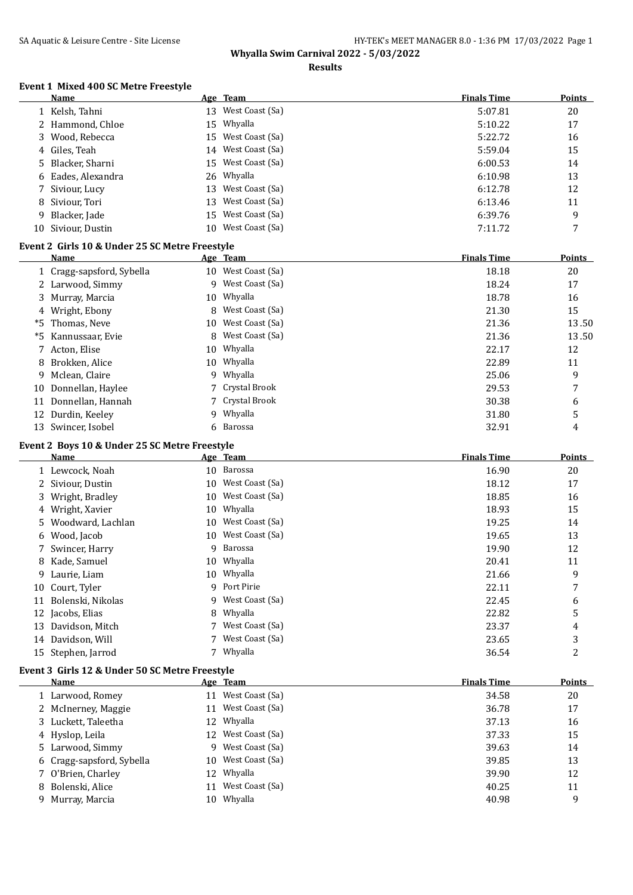# Whyalla Swim Carnival 2022 - 5/03/2022

## Results

### Event 1 Mixed 400 SC Metre Freestyle

| | Name | Age | Team | Finals Time | Points |
|---|---|---|---|---|---|
| 1 | Kelsh, Tahni | 13 | West Coast (Sa) | 5:07.81 | 20 |
| 2 | Hammond, Chloe | 15 | Whyalla | 5:10.22 | 17 |
| 3 | Wood, Rebecca | 15 | West Coast (Sa) | 5:22.72 | 16 |
| 4 | Giles, Teah | 14 | West Coast (Sa) | 5:59.04 | 15 |
| 5 | Blacker, Sharni | 15 | West Coast (Sa) | 6:00.53 | 14 |
| 6 | Eades, Alexandra | 26 | Whyalla | 6:10.98 | 13 |
| 7 | Siviour, Lucy | 13 | West Coast (Sa) | 6:12.78 | 12 |
| 8 | Siviour, Tori | 13 | West Coast (Sa) | 6:13.46 | 11 |
| 9 | Blacker, Jade | 15 | West Coast (Sa) | 6:39.76 | 9 |
| 10 | Siviour, Dustin | 10 | West Coast (Sa) | 7:11.72 | 7 |

### Event 2 Girls 10 & Under 25 SC Metre Freestyle

| | Name | Age | Team | Finals Time | Points |
|---|---|---|---|---|---|
| 1 | Cragg-sapsford, Sybella | 10 | West Coast (Sa) | 18.18 | 20 |
| 2 | Larwood, Simmy | 9 | West Coast (Sa) | 18.24 | 17 |
| 3 | Murray, Marcia | 10 | Whyalla | 18.78 | 16 |
| 4 | Wright, Ebony | 8 | West Coast (Sa) | 21.30 | 15 |
| *5 | Thomas, Neve | 10 | West Coast (Sa) | 21.36 | 13.50 |
| *5 | Kannussaar, Evie | 8 | West Coast (Sa) | 21.36 | 13.50 |
| 7 | Acton, Elise | 10 | Whyalla | 22.17 | 12 |
| 8 | Brokken, Alice | 10 | Whyalla | 22.89 | 11 |
| 9 | Mclean, Claire | 9 | Whyalla | 25.06 | 9 |
| 10 | Donnellan, Haylee | 7 | Crystal Brook | 29.53 | 7 |
| 11 | Donnellan, Hannah | 7 | Crystal Brook | 30.38 | 6 |
| 12 | Durdin, Keeley | 9 | Whyalla | 31.80 | 5 |
| 13 | Swincer, Isobel | 6 | Barossa | 32.91 | 4 |

### Event 2 Boys 10 & Under 25 SC Metre Freestyle

| | Name | Age | Team | Finals Time | Points |
|---|---|---|---|---|---|
| 1 | Lewcock, Noah | 10 | Barossa | 16.90 | 20 |
| 2 | Siviour, Dustin | 10 | West Coast (Sa) | 18.12 | 17 |
| 3 | Wright, Bradley | 10 | West Coast (Sa) | 18.85 | 16 |
| 4 | Wright, Xavier | 10 | Whyalla | 18.93 | 15 |
| 5 | Woodward, Lachlan | 10 | West Coast (Sa) | 19.25 | 14 |
| 6 | Wood, Jacob | 10 | West Coast (Sa) | 19.65 | 13 |
| 7 | Swincer, Harry | 9 | Barossa | 19.90 | 12 |
| 8 | Kade, Samuel | 10 | Whyalla | 20.41 | 11 |
| 9 | Laurie, Liam | 10 | Whyalla | 21.66 | 9 |
| 10 | Court, Tyler | 9 | Port Pirie | 22.11 | 7 |
| 11 | Bolenski, Nikolas | 9 | West Coast (Sa) | 22.45 | 6 |
| 12 | Jacobs, Elias | 8 | Whyalla | 22.82 | 5 |
| 13 | Davidson, Mitch | 7 | West Coast (Sa) | 23.37 | 4 |
| 14 | Davidson, Will | 7 | West Coast (Sa) | 23.65 | 3 |
| 15 | Stephen, Jarrod | 7 | Whyalla | 36.54 | 2 |

### Event 3 Girls 12 & Under 50 SC Metre Freestyle

| | Name | Age | Team | Finals Time | Points |
|---|---|---|---|---|---|
| 1 | Larwood, Romey | 11 | West Coast (Sa) | 34.58 | 20 |
| 2 | McInerney, Maggie | 11 | West Coast (Sa) | 36.78 | 17 |
| 3 | Luckett, Taleetha | 12 | Whyalla | 37.13 | 16 |
| 4 | Hyslop, Leila | 12 | West Coast (Sa) | 37.33 | 15 |
| 5 | Larwood, Simmy | 9 | West Coast (Sa) | 39.63 | 14 |
| 6 | Cragg-sapsford, Sybella | 10 | West Coast (Sa) | 39.85 | 13 |
| 7 | O'Brien, Charley | 12 | Whyalla | 39.90 | 12 |
| 8 | Bolenski, Alice | 11 | West Coast (Sa) | 40.25 | 11 |
| 9 | Murray, Marcia | 10 | Whyalla | 40.98 | 9 |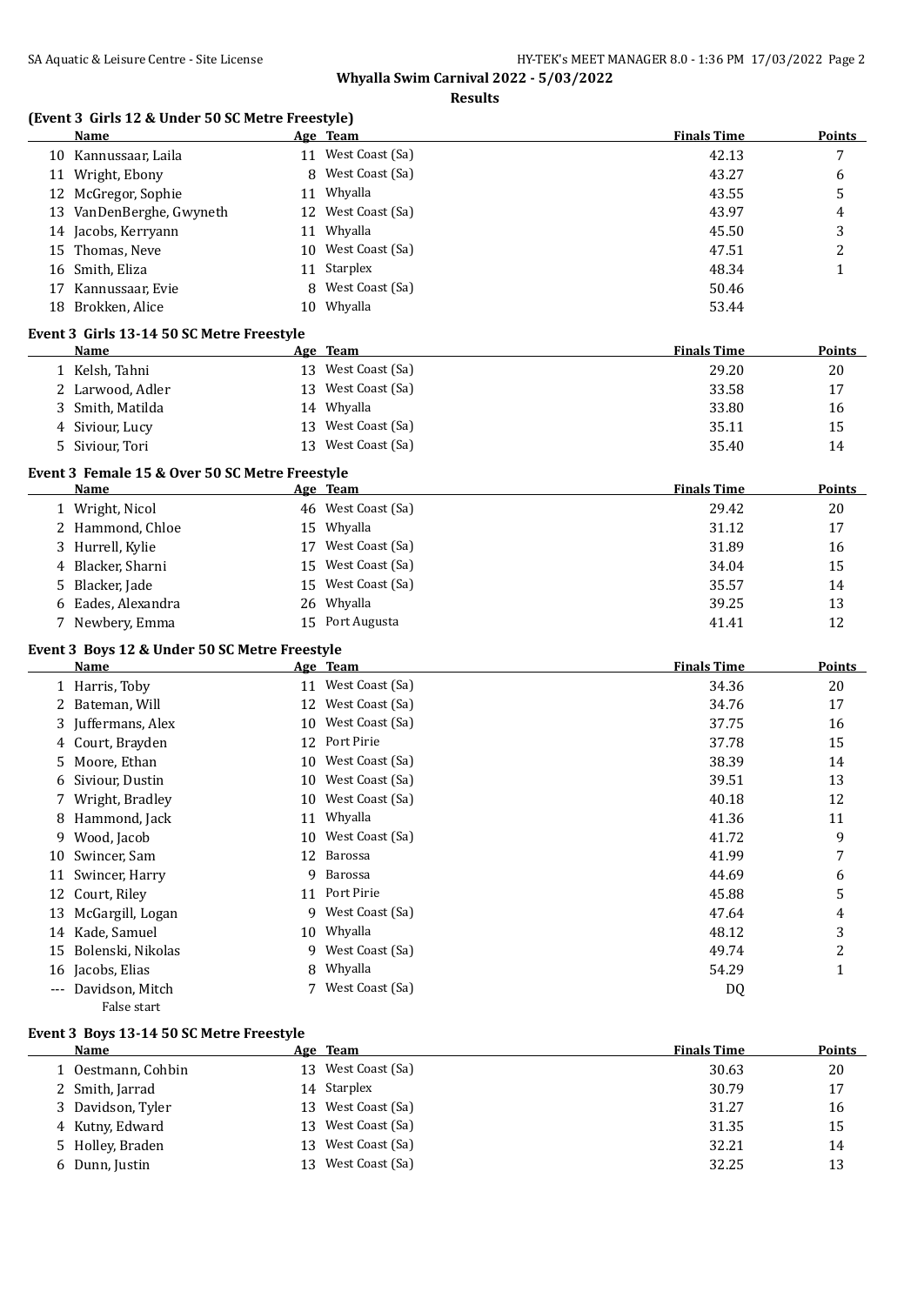**Whyalla Swim Carnival 2022 - 5/03/2022**

**Results**

### (Event 3 Girls 12 & Under 50 SC Metre Freestyle)

| | Name | Age | Team | Finals Time | Points |
|---|---|---|---|---|---|
| 10 | Kannussaar, Laila | 11 | West Coast (Sa) | 42.13 | 7 |
| 11 | Wright, Ebony | 8 | West Coast (Sa) | 43.27 | 6 |
| 12 | McGregor, Sophie | 11 | Whyalla | 43.55 | 5 |
| 13 | VanDenBerghe, Gwyneth | 12 | West Coast (Sa) | 43.97 | 4 |
| 14 | Jacobs, Kerryann | 11 | Whyalla | 45.50 | 3 |
| 15 | Thomas, Neve | 10 | West Coast (Sa) | 47.51 | 2 |
| 16 | Smith, Eliza | 11 | Starplex | 48.34 | 1 |
| 17 | Kannussaar, Evie | 8 | West Coast (Sa) | 50.46 | |
| 18 | Brokken, Alice | 10 | Whyalla | 53.44 | |

### Event 3 Girls 13-14 50 SC Metre Freestyle

| | Name | Age | Team | Finals Time | Points |
|---|---|---|---|---|---|
| 1 | Kelsh, Tahni | 13 | West Coast (Sa) | 29.20 | 20 |
| 2 | Larwood, Adler | 13 | West Coast (Sa) | 33.58 | 17 |
| 3 | Smith, Matilda | 14 | Whyalla | 33.80 | 16 |
| 4 | Siviour, Lucy | 13 | West Coast (Sa) | 35.11 | 15 |
| 5 | Siviour, Tori | 13 | West Coast (Sa) | 35.40 | 14 |

### Event 3 Female 15 & Over 50 SC Metre Freestyle

| | Name | Age | Team | Finals Time | Points |
|---|---|---|---|---|---|
| 1 | Wright, Nicol | 46 | West Coast (Sa) | 29.42 | 20 |
| 2 | Hammond, Chloe | 15 | Whyalla | 31.12 | 17 |
| 3 | Hurrell, Kylie | 17 | West Coast (Sa) | 31.89 | 16 |
| 4 | Blacker, Sharni | 15 | West Coast (Sa) | 34.04 | 15 |
| 5 | Blacker, Jade | 15 | West Coast (Sa) | 35.57 | 14 |
| 6 | Eades, Alexandra | 26 | Whyalla | 39.25 | 13 |
| 7 | Newbery, Emma | 15 | Port Augusta | 41.41 | 12 |

### Event 3 Boys 12 & Under 50 SC Metre Freestyle

| | Name | Age | Team | Finals Time | Points |
|---|---|---|---|---|---|
| 1 | Harris, Toby | 11 | West Coast (Sa) | 34.36 | 20 |
| 2 | Bateman, Will | 12 | West Coast (Sa) | 34.76 | 17 |
| 3 | Juffermans, Alex | 10 | West Coast (Sa) | 37.75 | 16 |
| 4 | Court, Brayden | 12 | Port Pirie | 37.78 | 15 |
| 5 | Moore, Ethan | 10 | West Coast (Sa) | 38.39 | 14 |
| 6 | Siviour, Dustin | 10 | West Coast (Sa) | 39.51 | 13 |
| 7 | Wright, Bradley | 10 | West Coast (Sa) | 40.18 | 12 |
| 8 | Hammond, Jack | 11 | Whyalla | 41.36 | 11 |
| 9 | Wood, Jacob | 10 | West Coast (Sa) | 41.72 | 9 |
| 10 | Swincer, Sam | 12 | Barossa | 41.99 | 7 |
| 11 | Swincer, Harry | 9 | Barossa | 44.69 | 6 |
| 12 | Court, Riley | 11 | Port Pirie | 45.88 | 5 |
| 13 | McGargill, Logan | 9 | West Coast (Sa) | 47.64 | 4 |
| 14 | Kade, Samuel | 10 | Whyalla | 48.12 | 3 |
| 15 | Bolenski, Nikolas | 9 | West Coast (Sa) | 49.74 | 2 |
| 16 | Jacobs, Elias | 8 | Whyalla | 54.29 | 1 |
| --- | Davidson, Mitch | 7 | West Coast (Sa) | DQ | |
| | False start | | | | |

### Event 3 Boys 13-14 50 SC Metre Freestyle

| | Name | Age | Team | Finals Time | Points |
|---|---|---|---|---|---|
| 1 | Oestmann, Cohbin | 13 | West Coast (Sa) | 30.63 | 20 |
| 2 | Smith, Jarrad | 14 | Starplex | 30.79 | 17 |
| 3 | Davidson, Tyler | 13 | West Coast (Sa) | 31.27 | 16 |
| 4 | Kutny, Edward | 13 | West Coast (Sa) | 31.35 | 15 |
| 5 | Holley, Braden | 13 | West Coast (Sa) | 32.21 | 14 |
| 6 | Dunn, Justin | 13 | West Coast (Sa) | 32.25 | 13 |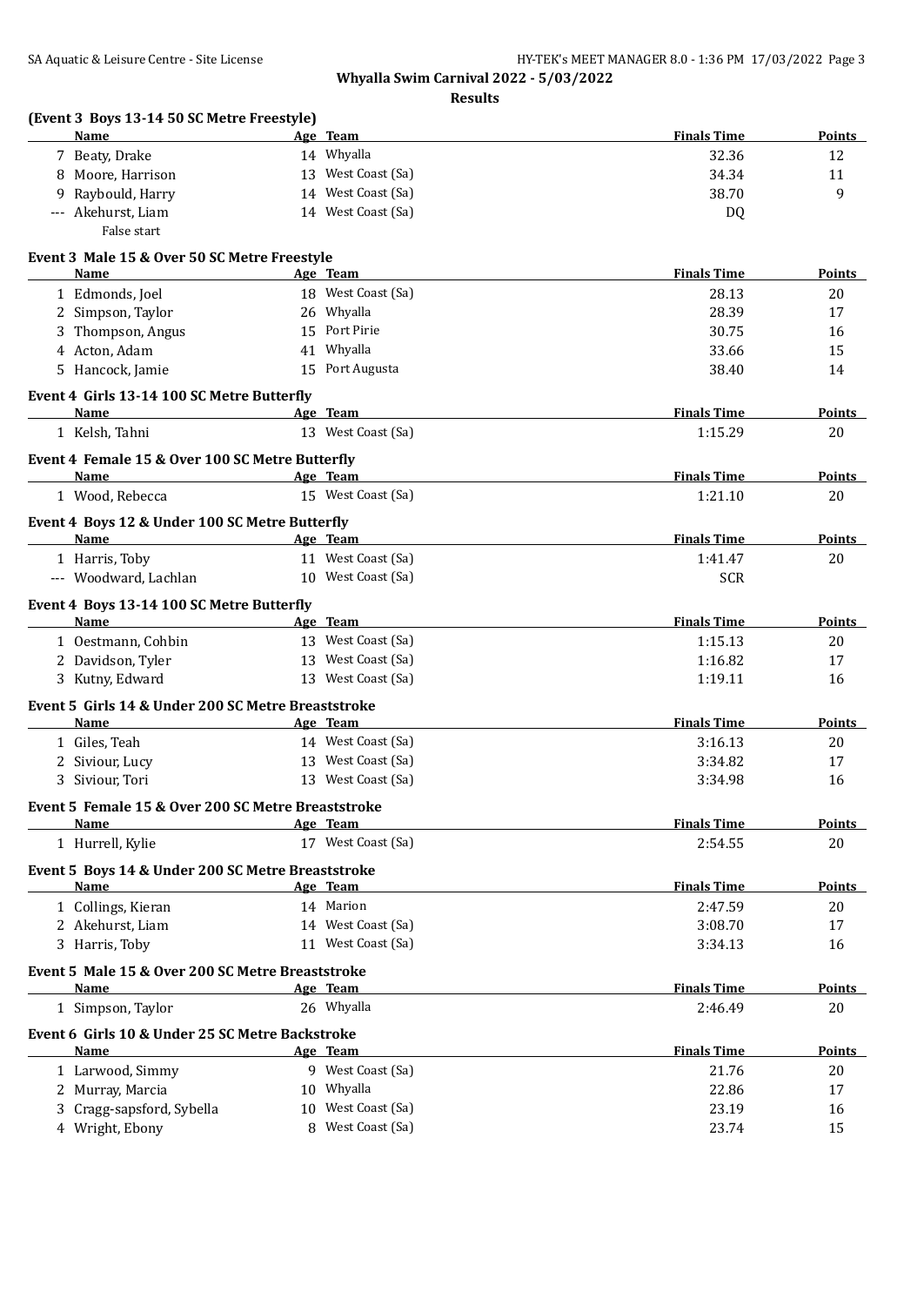**Whyalla Swim Carnival 2022 - 5/03/2022**

**Results**

**(Event 3 Boys 13-14 50 SC Metre Freestyle)**

| | Name | Age | Team | Finals Time | Points |
|---|---|---|---|---|---|
| 7 | Beaty, Drake | 14 | Whyalla | 32.36 | 12 |
| 8 | Moore, Harrison | 13 | West Coast (Sa) | 34.34 | 11 |
| 9 | Raybould, Harry | 14 | West Coast (Sa) | 38.70 | 9 |
| --- | Akehurst, Liam | 14 | West Coast (Sa) | DQ | |
| | False start | | | | |

**Event 3 Male 15 & Over 50 SC Metre Freestyle**

| | Name | Age | Team | Finals Time | Points |
|---|---|---|---|---|---|
| 1 | Edmonds, Joel | 18 | West Coast (Sa) | 28.13 | 20 |
| 2 | Simpson, Taylor | 26 | Whyalla | 28.39 | 17 |
| 3 | Thompson, Angus | 15 | Port Pirie | 30.75 | 16 |
| 4 | Acton, Adam | 41 | Whyalla | 33.66 | 15 |
| 5 | Hancock, Jamie | 15 | Port Augusta | 38.40 | 14 |

**Event 4 Girls 13-14 100 SC Metre Butterfly**

| | Name | Age | Team | Finals Time | Points |
|---|---|---|---|---|---|
| 1 | Kelsh, Tahni | 13 | West Coast (Sa) | 1:15.29 | 20 |

**Event 4 Female 15 & Over 100 SC Metre Butterfly**

| | Name | Age | Team | Finals Time | Points |
|---|---|---|---|---|---|
| 1 | Wood, Rebecca | 15 | West Coast (Sa) | 1:21.10 | 20 |

**Event 4 Boys 12 & Under 100 SC Metre Butterfly**

| | Name | Age | Team | Finals Time | Points |
|---|---|---|---|---|---|
| 1 | Harris, Toby | 11 | West Coast (Sa) | 1:41.47 | 20 |
| --- | Woodward, Lachlan | 10 | West Coast (Sa) | SCR | |

**Event 4 Boys 13-14 100 SC Metre Butterfly**

| | Name | Age | Team | Finals Time | Points |
|---|---|---|---|---|---|
| 1 | Oestmann, Cohbin | 13 | West Coast (Sa) | 1:15.13 | 20 |
| 2 | Davidson, Tyler | 13 | West Coast (Sa) | 1:16.82 | 17 |
| 3 | Kutny, Edward | 13 | West Coast (Sa) | 1:19.11 | 16 |

**Event 5 Girls 14 & Under 200 SC Metre Breaststroke**

| | Name | Age | Team | Finals Time | Points |
|---|---|---|---|---|---|
| 1 | Giles, Teah | 14 | West Coast (Sa) | 3:16.13 | 20 |
| 2 | Siviour, Lucy | 13 | West Coast (Sa) | 3:34.82 | 17 |
| 3 | Siviour, Tori | 13 | West Coast (Sa) | 3:34.98 | 16 |

**Event 5 Female 15 & Over 200 SC Metre Breaststroke**

| | Name | Age | Team | Finals Time | Points |
|---|---|---|---|---|---|
| 1 | Hurrell, Kylie | 17 | West Coast (Sa) | 2:54.55 | 20 |

**Event 5 Boys 14 & Under 200 SC Metre Breaststroke**

| | Name | Age | Team | Finals Time | Points |
|---|---|---|---|---|---|
| 1 | Collings, Kieran | 14 | Marion | 2:47.59 | 20 |
| 2 | Akehurst, Liam | 14 | West Coast (Sa) | 3:08.70 | 17 |
| 3 | Harris, Toby | 11 | West Coast (Sa) | 3:34.13 | 16 |

**Event 5 Male 15 & Over 200 SC Metre Breaststroke**

| | Name | Age | Team | Finals Time | Points |
|---|---|---|---|---|---|
| 1 | Simpson, Taylor | 26 | Whyalla | 2:46.49 | 20 |

**Event 6 Girls 10 & Under 25 SC Metre Backstroke**

| | Name | Age | Team | Finals Time | Points |
|---|---|---|---|---|---|
| 1 | Larwood, Simmy | 9 | West Coast (Sa) | 21.76 | 20 |
| 2 | Murray, Marcia | 10 | Whyalla | 22.86 | 17 |
| 3 | Cragg-sapsford, Sybella | 10 | West Coast (Sa) | 23.19 | 16 |
| 4 | Wright, Ebony | 8 | West Coast (Sa) | 23.74 | 15 |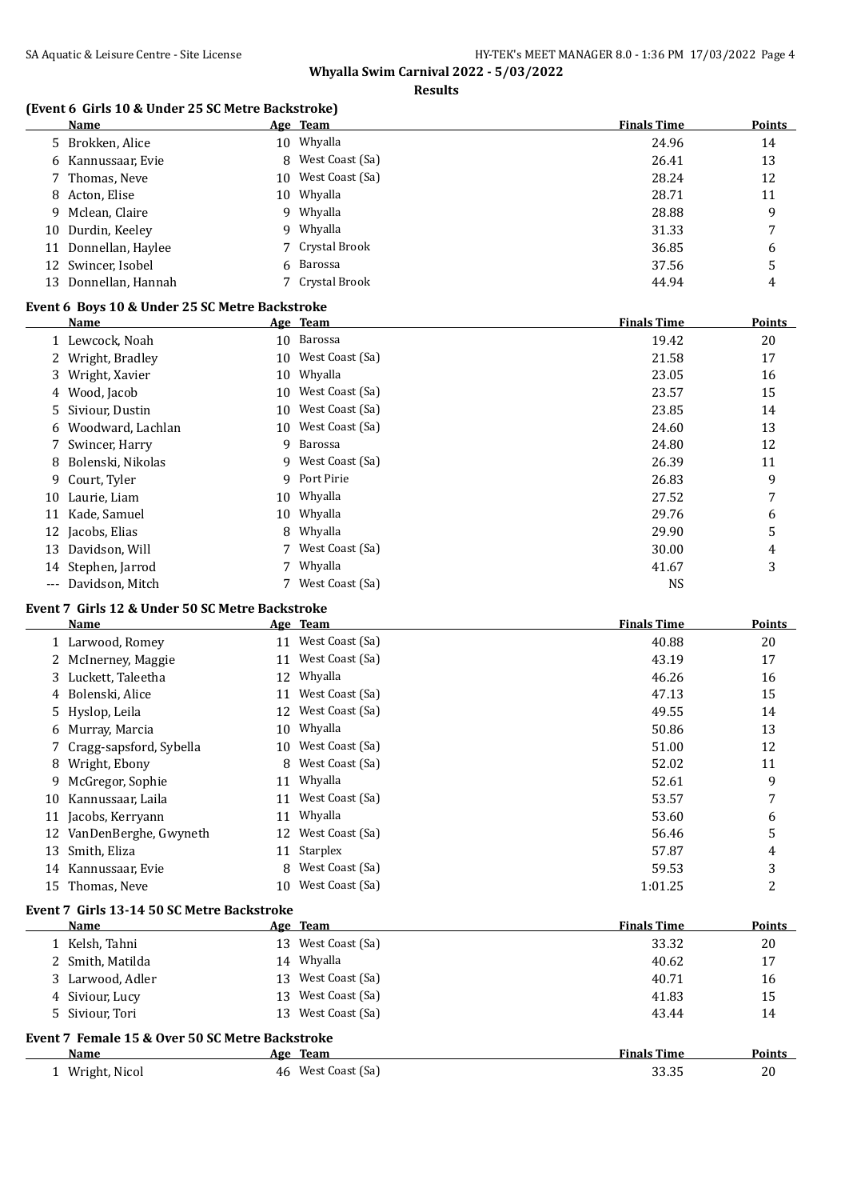## Whyalla Swim Carnival 2022 - 5/03/2022

### Results

**(Event 6 Girls 10 & Under 25 SC Metre Backstroke)**

| | Name | Age | Team | Finals Time | Points |
|---|---|---|---|---|---|
| 5 | Brokken, Alice | 10 | Whyalla | 24.96 | 14 |
| 6 | Kannussaar, Evie | 8 | West Coast (Sa) | 26.41 | 13 |
| 7 | Thomas, Neve | 10 | West Coast (Sa) | 28.24 | 12 |
| 8 | Acton, Elise | 10 | Whyalla | 28.71 | 11 |
| 9 | Mclean, Claire | 9 | Whyalla | 28.88 | 9 |
| 10 | Durdin, Keeley | 9 | Whyalla | 31.33 | 7 |
| 11 | Donnellan, Haylee | 7 | Crystal Brook | 36.85 | 6 |
| 12 | Swincer, Isobel | 6 | Barossa | 37.56 | 5 |
| 13 | Donnellan, Hannah | 7 | Crystal Brook | 44.94 | 4 |

**Event 6 Boys 10 & Under 25 SC Metre Backstroke**

| | Name | Age | Team | Finals Time | Points |
|---|---|---|---|---|---|
| 1 | Lewcock, Noah | 10 | Barossa | 19.42 | 20 |
| 2 | Wright, Bradley | 10 | West Coast (Sa) | 21.58 | 17 |
| 3 | Wright, Xavier | 10 | Whyalla | 23.05 | 16 |
| 4 | Wood, Jacob | 10 | West Coast (Sa) | 23.57 | 15 |
| 5 | Siviour, Dustin | 10 | West Coast (Sa) | 23.85 | 14 |
| 6 | Woodward, Lachlan | 10 | West Coast (Sa) | 24.60 | 13 |
| 7 | Swincer, Harry | 9 | Barossa | 24.80 | 12 |
| 8 | Bolenski, Nikolas | 9 | West Coast (Sa) | 26.39 | 11 |
| 9 | Court, Tyler | 9 | Port Pirie | 26.83 | 9 |
| 10 | Laurie, Liam | 10 | Whyalla | 27.52 | 7 |
| 11 | Kade, Samuel | 10 | Whyalla | 29.76 | 6 |
| 12 | Jacobs, Elias | 8 | Whyalla | 29.90 | 5 |
| 13 | Davidson, Will | 7 | West Coast (Sa) | 30.00 | 4 |
| 14 | Stephen, Jarrod | 7 | Whyalla | 41.67 | 3 |
| --- | Davidson, Mitch | 7 | West Coast (Sa) | NS | |

**Event 7 Girls 12 & Under 50 SC Metre Backstroke**

| | Name | Age | Team | Finals Time | Points |
|---|---|---|---|---|---|
| 1 | Larwood, Romey | 11 | West Coast (Sa) | 40.88 | 20 |
| 2 | McInerney, Maggie | 11 | West Coast (Sa) | 43.19 | 17 |
| 3 | Luckett, Taleetha | 12 | Whyalla | 46.26 | 16 |
| 4 | Bolenski, Alice | 11 | West Coast (Sa) | 47.13 | 15 |
| 5 | Hyslop, Leila | 12 | West Coast (Sa) | 49.55 | 14 |
| 6 | Murray, Marcia | 10 | Whyalla | 50.86 | 13 |
| 7 | Cragg-sapsford, Sybella | 10 | West Coast (Sa) | 51.00 | 12 |
| 8 | Wright, Ebony | 8 | West Coast (Sa) | 52.02 | 11 |
| 9 | McGregor, Sophie | 11 | Whyalla | 52.61 | 9 |
| 10 | Kannussaar, Laila | 11 | West Coast (Sa) | 53.57 | 7 |
| 11 | Jacobs, Kerryann | 11 | Whyalla | 53.60 | 6 |
| 12 | VanDenBerghe, Gwyneth | 12 | West Coast (Sa) | 56.46 | 5 |
| 13 | Smith, Eliza | 11 | Starplex | 57.87 | 4 |
| 14 | Kannussaar, Evie | 8 | West Coast (Sa) | 59.53 | 3 |
| 15 | Thomas, Neve | 10 | West Coast (Sa) | 1:01.25 | 2 |

**Event 7 Girls 13-14 50 SC Metre Backstroke**

| | Name | Age | Team | Finals Time | Points |
|---|---|---|---|---|---|
| 1 | Kelsh, Tahni | 13 | West Coast (Sa) | 33.32 | 20 |
| 2 | Smith, Matilda | 14 | Whyalla | 40.62 | 17 |
| 3 | Larwood, Adler | 13 | West Coast (Sa) | 40.71 | 16 |
| 4 | Siviour, Lucy | 13 | West Coast (Sa) | 41.83 | 15 |
| 5 | Siviour, Tori | 13 | West Coast (Sa) | 43.44 | 14 |

**Event 7 Female 15 & Over 50 SC Metre Backstroke**

| | Name | Age | Team | Finals Time | Points |
|---|---|---|---|---|---|
| 1 | Wright, Nicol | 46 | West Coast (Sa) | 33.35 | 20 |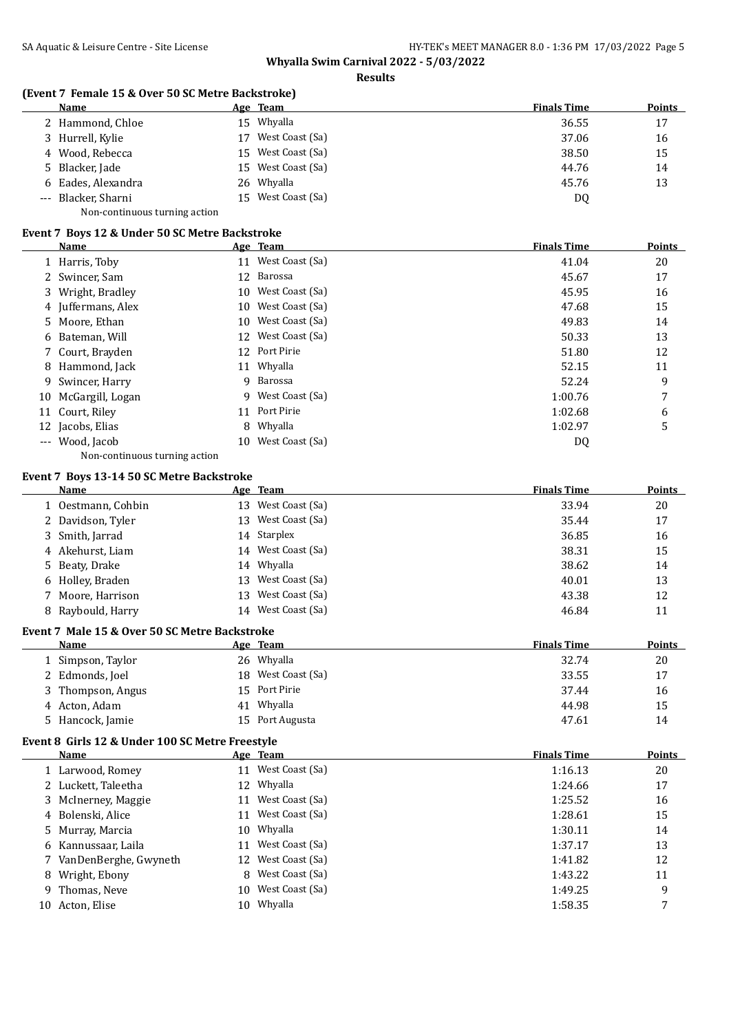**Whyalla Swim Carnival 2022 - 5/03/2022**

**Results**

### (Event 7 Female 15 & Over 50 SC Metre Backstroke)

| | Name | Age | Team | Finals Time | Points |
|---|---|---|---|---|---|
| 2 | Hammond, Chloe | 15 | Whyalla | 36.55 | 17 |
| 3 | Hurrell, Kylie | 17 | West Coast (Sa) | 37.06 | 16 |
| 4 | Wood, Rebecca | 15 | West Coast (Sa) | 38.50 | 15 |
| 5 | Blacker, Jade | 15 | West Coast (Sa) | 44.76 | 14 |
| 6 | Eades, Alexandra | 26 | Whyalla | 45.76 | 13 |
| --- | Blacker, Sharni | 15 | West Coast (Sa) | DQ | |
| | Non-continuous turning action | | | | |

### Event 7 Boys 12 & Under 50 SC Metre Backstroke

| | Name | Age | Team | Finals Time | Points |
|---|---|---|---|---|---|
| 1 | Harris, Toby | 11 | West Coast (Sa) | 41.04 | 20 |
| 2 | Swincer, Sam | 12 | Barossa | 45.67 | 17 |
| 3 | Wright, Bradley | 10 | West Coast (Sa) | 45.95 | 16 |
| 4 | Juffermans, Alex | 10 | West Coast (Sa) | 47.68 | 15 |
| 5 | Moore, Ethan | 10 | West Coast (Sa) | 49.83 | 14 |
| 6 | Bateman, Will | 12 | West Coast (Sa) | 50.33 | 13 |
| 7 | Court, Brayden | 12 | Port Pirie | 51.80 | 12 |
| 8 | Hammond, Jack | 11 | Whyalla | 52.15 | 11 |
| 9 | Swincer, Harry | 9 | Barossa | 52.24 | 9 |
| 10 | McGargill, Logan | 9 | West Coast (Sa) | 1:00.76 | 7 |
| 11 | Court, Riley | 11 | Port Pirie | 1:02.68 | 6 |
| 12 | Jacobs, Elias | 8 | Whyalla | 1:02.97 | 5 |
| --- | Wood, Jacob | 10 | West Coast (Sa) | DQ | |
| | Non-continuous turning action | | | | |

### Event 7 Boys 13-14 50 SC Metre Backstroke

| | Name | Age | Team | Finals Time | Points |
|---|---|---|---|---|---|
| 1 | Oestmann, Cohbin | 13 | West Coast (Sa) | 33.94 | 20 |
| 2 | Davidson, Tyler | 13 | West Coast (Sa) | 35.44 | 17 |
| 3 | Smith, Jarrad | 14 | Starplex | 36.85 | 16 |
| 4 | Akehurst, Liam | 14 | West Coast (Sa) | 38.31 | 15 |
| 5 | Beaty, Drake | 14 | Whyalla | 38.62 | 14 |
| 6 | Holley, Braden | 13 | West Coast (Sa) | 40.01 | 13 |
| 7 | Moore, Harrison | 13 | West Coast (Sa) | 43.38 | 12 |
| 8 | Raybould, Harry | 14 | West Coast (Sa) | 46.84 | 11 |

### Event 7 Male 15 & Over 50 SC Metre Backstroke

| | Name | Age | Team | Finals Time | Points |
|---|---|---|---|---|---|
| 1 | Simpson, Taylor | 26 | Whyalla | 32.74 | 20 |
| 2 | Edmonds, Joel | 18 | West Coast (Sa) | 33.55 | 17 |
| 3 | Thompson, Angus | 15 | Port Pirie | 37.44 | 16 |
| 4 | Acton, Adam | 41 | Whyalla | 44.98 | 15 |
| 5 | Hancock, Jamie | 15 | Port Augusta | 47.61 | 14 |

### Event 8 Girls 12 & Under 100 SC Metre Freestyle

| | Name | Age | Team | Finals Time | Points |
|---|---|---|---|---|---|
| 1 | Larwood, Romey | 11 | West Coast (Sa) | 1:16.13 | 20 |
| 2 | Luckett, Taleetha | 12 | Whyalla | 1:24.66 | 17 |
| 3 | McInerney, Maggie | 11 | West Coast (Sa) | 1:25.52 | 16 |
| 4 | Bolenski, Alice | 11 | West Coast (Sa) | 1:28.61 | 15 |
| 5 | Murray, Marcia | 10 | Whyalla | 1:30.11 | 14 |
| 6 | Kannussaar, Laila | 11 | West Coast (Sa) | 1:37.17 | 13 |
| 7 | VanDenBerghe, Gwyneth | 12 | West Coast (Sa) | 1:41.82 | 12 |
| 8 | Wright, Ebony | 8 | West Coast (Sa) | 1:43.22 | 11 |
| 9 | Thomas, Neve | 10 | West Coast (Sa) | 1:49.25 | 9 |
| 10 | Acton, Elise | 10 | Whyalla | 1:58.35 | 7 |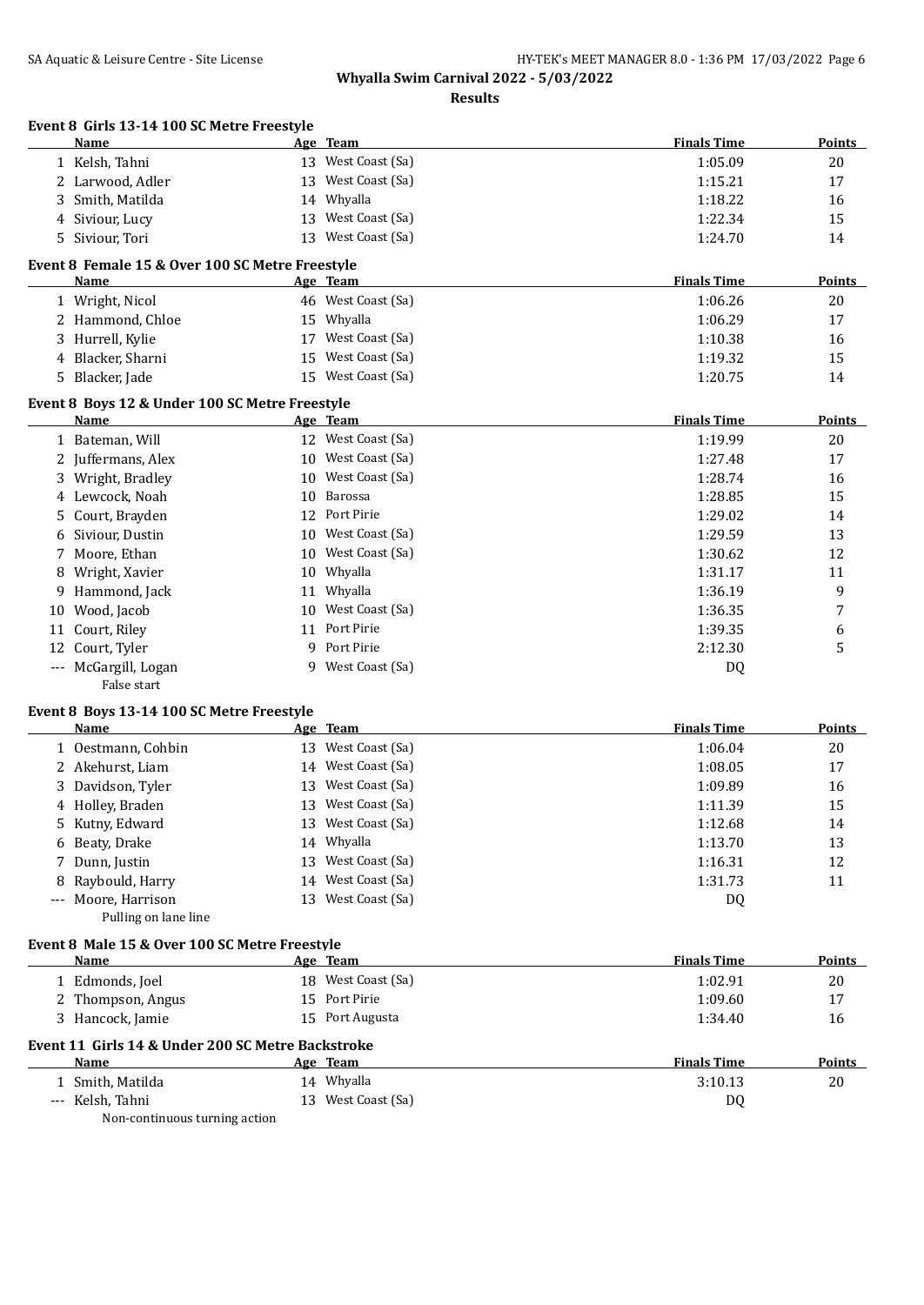# Whyalla Swim Carnival 2022 - 5/03/2022

## Results

### Event 8 Girls 13-14 100 SC Metre Freestyle

| | Name | Age | Team | Finals Time | Points |
|---|---|---|---|---|---|
| 1 | Kelsh, Tahni | 13 | West Coast (Sa) | 1:05.09 | 20 |
| 2 | Larwood, Adler | 13 | West Coast (Sa) | 1:15.21 | 17 |
| 3 | Smith, Matilda | 14 | Whyalla | 1:18.22 | 16 |
| 4 | Siviour, Lucy | 13 | West Coast (Sa) | 1:22.34 | 15 |
| 5 | Siviour, Tori | 13 | West Coast (Sa) | 1:24.70 | 14 |

### Event 8 Female 15 & Over 100 SC Metre Freestyle

| | Name | Age | Team | Finals Time | Points |
|---|---|---|---|---|---|
| 1 | Wright, Nicol | 46 | West Coast (Sa) | 1:06.26 | 20 |
| 2 | Hammond, Chloe | 15 | Whyalla | 1:06.29 | 17 |
| 3 | Hurrell, Kylie | 17 | West Coast (Sa) | 1:10.38 | 16 |
| 4 | Blacker, Sharni | 15 | West Coast (Sa) | 1:19.32 | 15 |
| 5 | Blacker, Jade | 15 | West Coast (Sa) | 1:20.75 | 14 |

### Event 8 Boys 12 & Under 100 SC Metre Freestyle

| | Name | Age | Team | Finals Time | Points |
|---|---|---|---|---|---|
| 1 | Bateman, Will | 12 | West Coast (Sa) | 1:19.99 | 20 |
| 2 | Juffermans, Alex | 10 | West Coast (Sa) | 1:27.48 | 17 |
| 3 | Wright, Bradley | 10 | West Coast (Sa) | 1:28.74 | 16 |
| 4 | Lewcock, Noah | 10 | Barossa | 1:28.85 | 15 |
| 5 | Court, Brayden | 12 | Port Pirie | 1:29.02 | 14 |
| 6 | Siviour, Dustin | 10 | West Coast (Sa) | 1:29.59 | 13 |
| 7 | Moore, Ethan | 10 | West Coast (Sa) | 1:30.62 | 12 |
| 8 | Wright, Xavier | 10 | Whyalla | 1:31.17 | 11 |
| 9 | Hammond, Jack | 11 | Whyalla | 1:36.19 | 9 |
| 10 | Wood, Jacob | 10 | West Coast (Sa) | 1:36.35 | 7 |
| 11 | Court, Riley | 11 | Port Pirie | 1:39.35 | 6 |
| 12 | Court, Tyler | 9 | Port Pirie | 2:12.30 | 5 |
| --- | McGargill, Logan | 9 | West Coast (Sa) | DQ | |
| | False start | | | | |

### Event 8 Boys 13-14 100 SC Metre Freestyle

| | Name | Age | Team | Finals Time | Points |
|---|---|---|---|---|---|
| 1 | Oestmann, Cohbin | 13 | West Coast (Sa) | 1:06.04 | 20 |
| 2 | Akehurst, Liam | 14 | West Coast (Sa) | 1:08.05 | 17 |
| 3 | Davidson, Tyler | 13 | West Coast (Sa) | 1:09.89 | 16 |
| 4 | Holley, Braden | 13 | West Coast (Sa) | 1:11.39 | 15 |
| 5 | Kutny, Edward | 13 | West Coast (Sa) | 1:12.68 | 14 |
| 6 | Beaty, Drake | 14 | Whyalla | 1:13.70 | 13 |
| 7 | Dunn, Justin | 13 | West Coast (Sa) | 1:16.31 | 12 |
| 8 | Raybould, Harry | 14 | West Coast (Sa) | 1:31.73 | 11 |
| --- | Moore, Harrison | 13 | West Coast (Sa) | DQ | |
| | Pulling on lane line | | | | |

### Event 8 Male 15 & Over 100 SC Metre Freestyle

| | Name | Age | Team | Finals Time | Points |
|---|---|---|---|---|---|
| 1 | Edmonds, Joel | 18 | West Coast (Sa) | 1:02.91 | 20 |
| 2 | Thompson, Angus | 15 | Port Pirie | 1:09.60 | 17 |
| 3 | Hancock, Jamie | 15 | Port Augusta | 1:34.40 | 16 |

### Event 11 Girls 14 & Under 200 SC Metre Backstroke

| | Name | Age | Team | Finals Time | Points |
|---|---|---|---|---|---|
| 1 | Smith, Matilda | 14 | Whyalla | 3:10.13 | 20 |
| --- | Kelsh, Tahni | 13 | West Coast (Sa) | DQ | |
| | Non-continuous turning action | | | | |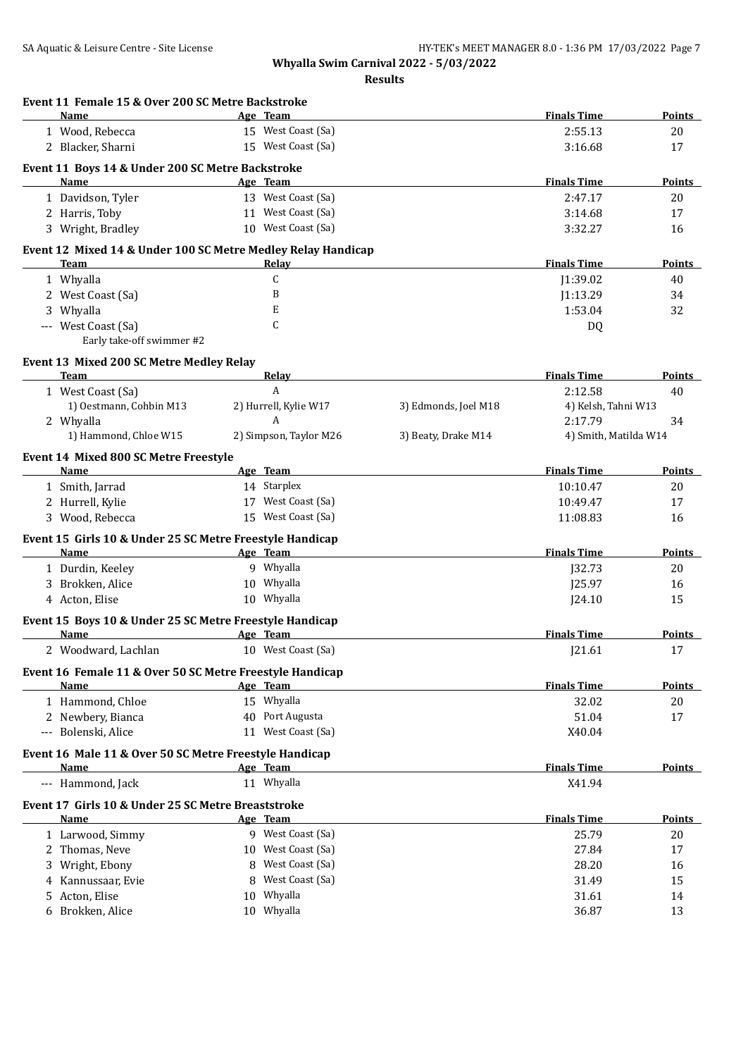**Whyalla Swim Carnival 2022 - 5/03/2022**

**Results**

### Event 11 Female 15 & Over 200 SC Metre Backstroke

| | Name | Age | Team | Finals Time | Points |
|---|---|---|---|---|---|
| 1 | Wood, Rebecca | 15 | West Coast (Sa) | 2:55.13 | 20 |
| 2 | Blacker, Sharni | 15 | West Coast (Sa) | 3:16.68 | 17 |

### Event 11 Boys 14 & Under 200 SC Metre Backstroke

| | Name | Age | Team | Finals Time | Points |
|---|---|---|---|---|---|
| 1 | Davidson, Tyler | 13 | West Coast (Sa) | 2:47.17 | 20 |
| 2 | Harris, Toby | 11 | West Coast (Sa) | 3:14.68 | 17 |
| 3 | Wright, Bradley | 10 | West Coast (Sa) | 3:32.27 | 16 |

### Event 12 Mixed 14 & Under 100 SC Metre Medley Relay Handicap

| | Team | Relay | Finals Time | Points |
|---|---|---|---|---|
| 1 | Whyalla | C | J1:39.02 | 40 |
| 2 | West Coast (Sa) | B | J1:13.29 | 34 |
| 3 | Whyalla | E | 1:53.04 | 32 |
| --- | West Coast (Sa) | C | DQ | |
| | Early take-off swimmer #2 | | | |

### Event 13 Mixed 200 SC Metre Medley Relay

| | Team | Relay | | Finals Time | Points |
|---|---|---|---|---|---|
| 1 | West Coast (Sa) | A | | 2:12.58 | 40 |
| | 1) Oestmann, Cohbin M13 | 2) Hurrell, Kylie W17 | 3) Edmonds, Joel M18 | 4) Kelsh, Tahni W13 | |
| 2 | Whyalla | A | | 2:17.79 | 34 |
| | 1) Hammond, Chloe W15 | 2) Simpson, Taylor M26 | 3) Beaty, Drake M14 | 4) Smith, Matilda W14 | |

### Event 14 Mixed 800 SC Metre Freestyle

| | Name | Age | Team | Finals Time | Points |
|---|---|---|---|---|---|
| 1 | Smith, Jarrad | 14 | Starplex | 10:10.47 | 20 |
| 2 | Hurrell, Kylie | 17 | West Coast (Sa) | 10:49.47 | 17 |
| 3 | Wood, Rebecca | 15 | West Coast (Sa) | 11:08.83 | 16 |

### Event 15 Girls 10 & Under 25 SC Metre Freestyle Handicap

| | Name | Age | Team | Finals Time | Points |
|---|---|---|---|---|---|
| 1 | Durdin, Keeley | 9 | Whyalla | J32.73 | 20 |
| 3 | Brokken, Alice | 10 | Whyalla | J25.97 | 16 |
| 4 | Acton, Elise | 10 | Whyalla | J24.10 | 15 |

### Event 15 Boys 10 & Under 25 SC Metre Freestyle Handicap

| | Name | Age | Team | Finals Time | Points |
|---|---|---|---|---|---|
| 2 | Woodward, Lachlan | 10 | West Coast (Sa) | J21.61 | 17 |

### Event 16 Female 11 & Over 50 SC Metre Freestyle Handicap

| | Name | Age | Team | Finals Time | Points |
|---|---|---|---|---|---|
| 1 | Hammond, Chloe | 15 | Whyalla | 32.02 | 20 |
| 2 | Newbery, Bianca | 40 | Port Augusta | 51.04 | 17 |
| --- | Bolenski, Alice | 11 | West Coast (Sa) | X40.04 | |

### Event 16 Male 11 & Over 50 SC Metre Freestyle Handicap

| | Name | Age | Team | Finals Time | Points |
|---|---|---|---|---|---|
| --- | Hammond, Jack | 11 | Whyalla | X41.94 | |

### Event 17 Girls 10 & Under 25 SC Metre Breaststroke

| | Name | Age | Team | Finals Time | Points |
|---|---|---|---|---|---|
| 1 | Larwood, Simmy | 9 | West Coast (Sa) | 25.79 | 20 |
| 2 | Thomas, Neve | 10 | West Coast (Sa) | 27.84 | 17 |
| 3 | Wright, Ebony | 8 | West Coast (Sa) | 28.20 | 16 |
| 4 | Kannussaar, Evie | 8 | West Coast (Sa) | 31.49 | 15 |
| 5 | Acton, Elise | 10 | Whyalla | 31.61 | 14 |
| 6 | Brokken, Alice | 10 | Whyalla | 36.87 | 13 |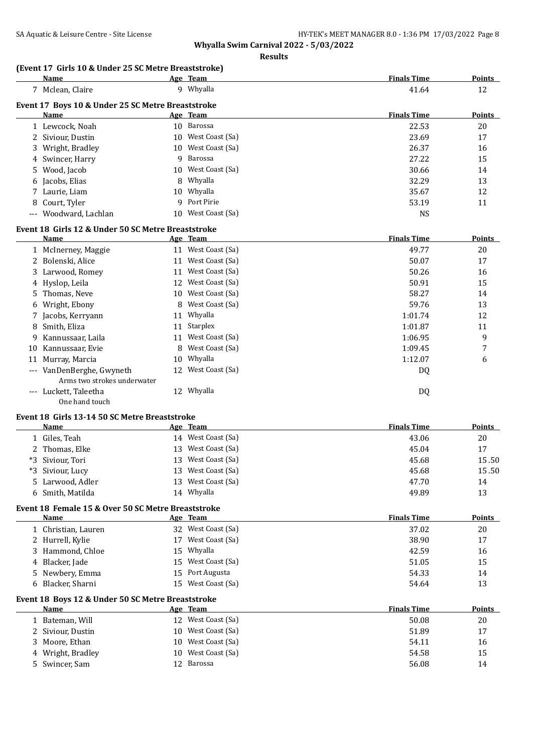# Whyalla Swim Carnival 2022 - 5/03/2022

## Results

### (Event 17 Girls 10 & Under 25 SC Metre Breaststroke)

| | Name | Age | Team | Finals Time | Points |
|---|---|---|---|---|---|
| 7 | Mclean, Claire | 9 | Whyalla | 41.64 | 12 |

### Event 17 Boys 10 & Under 25 SC Metre Breaststroke

| | Name | Age | Team | Finals Time | Points |
|---|---|---|---|---|---|
| 1 | Lewcock, Noah | 10 | Barossa | 22.53 | 20 |
| 2 | Siviour, Dustin | 10 | West Coast (Sa) | 23.69 | 17 |
| 3 | Wright, Bradley | 10 | West Coast (Sa) | 26.37 | 16 |
| 4 | Swincer, Harry | 9 | Barossa | 27.22 | 15 |
| 5 | Wood, Jacob | 10 | West Coast (Sa) | 30.66 | 14 |
| 6 | Jacobs, Elias | 8 | Whyalla | 32.29 | 13 |
| 7 | Laurie, Liam | 10 | Whyalla | 35.67 | 12 |
| 8 | Court, Tyler | 9 | Port Pirie | 53.19 | 11 |
| --- | Woodward, Lachlan | 10 | West Coast (Sa) | NS | |

### Event 18 Girls 12 & Under 50 SC Metre Breaststroke

| | Name | Age | Team | Finals Time | Points |
|---|---|---|---|---|---|
| 1 | McInerney, Maggie | 11 | West Coast (Sa) | 49.77 | 20 |
| 2 | Bolenski, Alice | 11 | West Coast (Sa) | 50.07 | 17 |
| 3 | Larwood, Romey | 11 | West Coast (Sa) | 50.26 | 16 |
| 4 | Hyslop, Leila | 12 | West Coast (Sa) | 50.91 | 15 |
| 5 | Thomas, Neve | 10 | West Coast (Sa) | 58.27 | 14 |
| 6 | Wright, Ebony | 8 | West Coast (Sa) | 59.76 | 13 |
| 7 | Jacobs, Kerryann | 11 | Whyalla | 1:01.74 | 12 |
| 8 | Smith, Eliza | 11 | Starplex | 1:01.87 | 11 |
| 9 | Kannussaar, Laila | 11 | West Coast (Sa) | 1:06.95 | 9 |
| 10 | Kannussaar, Evie | 8 | West Coast (Sa) | 1:09.45 | 7 |
| 11 | Murray, Marcia | 10 | Whyalla | 1:12.07 | 6 |
| --- | VanDenBerghe, Gwyneth<br>Arms two strokes underwater | 12 | West Coast (Sa) | DQ | |
| --- | Luckett, Taleetha<br>One hand touch | 12 | Whyalla | DQ | |

### Event 18 Girls 13-14 50 SC Metre Breaststroke

| | Name | Age | Team | Finals Time | Points |
|---|---|---|---|---|---|
| 1 | Giles, Teah | 14 | West Coast (Sa) | 43.06 | 20 |
| 2 | Thomas, Elke | 13 | West Coast (Sa) | 45.04 | 17 |
| *3 | Siviour, Tori | 13 | West Coast (Sa) | 45.68 | 15.50 |
| *3 | Siviour, Lucy | 13 | West Coast (Sa) | 45.68 | 15.50 |
| 5 | Larwood, Adler | 13 | West Coast (Sa) | 47.70 | 14 |
| 6 | Smith, Matilda | 14 | Whyalla | 49.89 | 13 |

### Event 18 Female 15 & Over 50 SC Metre Breaststroke

| | Name | Age | Team | Finals Time | Points |
|---|---|---|---|---|---|
| 1 | Christian, Lauren | 32 | West Coast (Sa) | 37.02 | 20 |
| 2 | Hurrell, Kylie | 17 | West Coast (Sa) | 38.90 | 17 |
| 3 | Hammond, Chloe | 15 | Whyalla | 42.59 | 16 |
| 4 | Blacker, Jade | 15 | West Coast (Sa) | 51.05 | 15 |
| 5 | Newbery, Emma | 15 | Port Augusta | 54.33 | 14 |
| 6 | Blacker, Sharni | 15 | West Coast (Sa) | 54.64 | 13 |

### Event 18 Boys 12 & Under 50 SC Metre Breaststroke

| | Name | Age | Team | Finals Time | Points |
|---|---|---|---|---|---|
| 1 | Bateman, Will | 12 | West Coast (Sa) | 50.08 | 20 |
| 2 | Siviour, Dustin | 10 | West Coast (Sa) | 51.89 | 17 |
| 3 | Moore, Ethan | 10 | West Coast (Sa) | 54.11 | 16 |
| 4 | Wright, Bradley | 10 | West Coast (Sa) | 54.58 | 15 |
| 5 | Swincer, Sam | 12 | Barossa | 56.08 | 14 |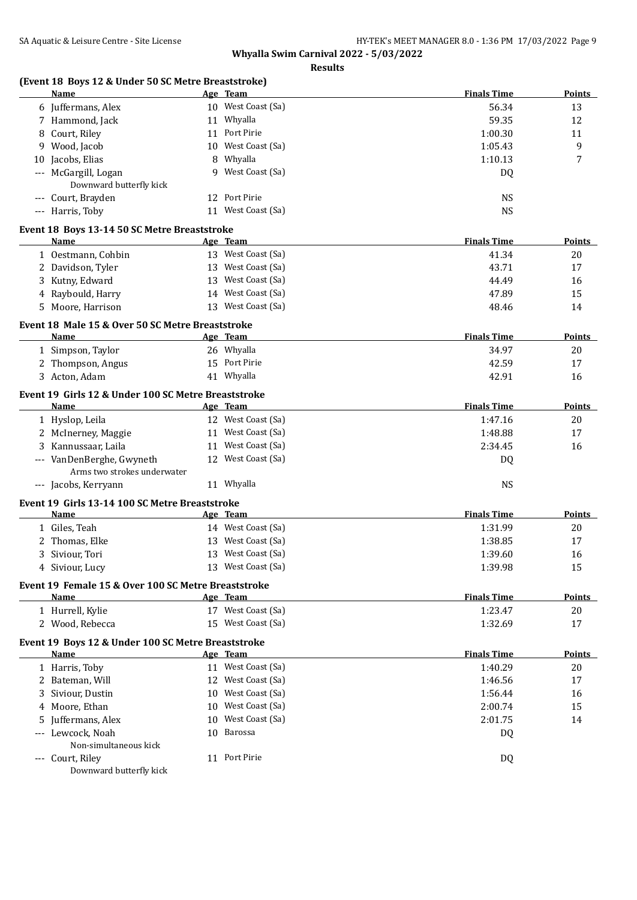# Whyalla Swim Carnival 2022 - 5/03/2022

## Results

### (Event 18 Boys 12 & Under 50 SC Metre Breaststroke)

| | Name | Age | Team | Finals Time | Points |
|---|---|---|---|---|---|
| 6 | Juffermans, Alex | 10 | West Coast (Sa) | 56.34 | 13 |
| 7 | Hammond, Jack | 11 | Whyalla | 59.35 | 12 |
| 8 | Court, Riley | 11 | Port Pirie | 1:00.30 | 11 |
| 9 | Wood, Jacob | 10 | West Coast (Sa) | 1:05.43 | 9 |
| 10 | Jacobs, Elias | 8 | Whyalla | 1:10.13 | 7 |
| --- | McGargill, Logan | 9 | West Coast (Sa) | DQ | |
| | Downward butterfly kick | | | | |
| --- | Court, Brayden | 12 | Port Pirie | NS | |
| --- | Harris, Toby | 11 | West Coast (Sa) | NS | |

### Event 18 Boys 13-14 50 SC Metre Breaststroke

| | Name | Age | Team | Finals Time | Points |
|---|---|---|---|---|---|
| 1 | Oestmann, Cohbin | 13 | West Coast (Sa) | 41.34 | 20 |
| 2 | Davidson, Tyler | 13 | West Coast (Sa) | 43.71 | 17 |
| 3 | Kutny, Edward | 13 | West Coast (Sa) | 44.49 | 16 |
| 4 | Raybould, Harry | 14 | West Coast (Sa) | 47.89 | 15 |
| 5 | Moore, Harrison | 13 | West Coast (Sa) | 48.46 | 14 |

### Event 18 Male 15 & Over 50 SC Metre Breaststroke

| | Name | Age | Team | Finals Time | Points |
|---|---|---|---|---|---|
| 1 | Simpson, Taylor | 26 | Whyalla | 34.97 | 20 |
| 2 | Thompson, Angus | 15 | Port Pirie | 42.59 | 17 |
| 3 | Acton, Adam | 41 | Whyalla | 42.91 | 16 |

### Event 19 Girls 12 & Under 100 SC Metre Breaststroke

| | Name | Age | Team | Finals Time | Points |
|---|---|---|---|---|---|
| 1 | Hyslop, Leila | 12 | West Coast (Sa) | 1:47.16 | 20 |
| 2 | McInerney, Maggie | 11 | West Coast (Sa) | 1:48.88 | 17 |
| 3 | Kannussaar, Laila | 11 | West Coast (Sa) | 2:34.45 | 16 |
| --- | VanDenBerghe, Gwyneth | 12 | West Coast (Sa) | DQ | |
| | Arms two strokes underwater | | | | |
| --- | Jacobs, Kerryann | 11 | Whyalla | NS | |

### Event 19 Girls 13-14 100 SC Metre Breaststroke

| | Name | Age | Team | Finals Time | Points |
|---|---|---|---|---|---|
| 1 | Giles, Teah | 14 | West Coast (Sa) | 1:31.99 | 20 |
| 2 | Thomas, Elke | 13 | West Coast (Sa) | 1:38.85 | 17 |
| 3 | Siviour, Tori | 13 | West Coast (Sa) | 1:39.60 | 16 |
| 4 | Siviour, Lucy | 13 | West Coast (Sa) | 1:39.98 | 15 |

### Event 19 Female 15 & Over 100 SC Metre Breaststroke

| | Name | Age | Team | Finals Time | Points |
|---|---|---|---|---|---|
| 1 | Hurrell, Kylie | 17 | West Coast (Sa) | 1:23.47 | 20 |
| 2 | Wood, Rebecca | 15 | West Coast (Sa) | 1:32.69 | 17 |

### Event 19 Boys 12 & Under 100 SC Metre Breaststroke

| | Name | Age | Team | Finals Time | Points |
|---|---|---|---|---|---|
| 1 | Harris, Toby | 11 | West Coast (Sa) | 1:40.29 | 20 |
| 2 | Bateman, Will | 12 | West Coast (Sa) | 1:46.56 | 17 |
| 3 | Siviour, Dustin | 10 | West Coast (Sa) | 1:56.44 | 16 |
| 4 | Moore, Ethan | 10 | West Coast (Sa) | 2:00.74 | 15 |
| 5 | Juffermans, Alex | 10 | West Coast (Sa) | 2:01.75 | 14 |
| --- | Lewcock, Noah | 10 | Barossa | DQ | |
| | Non-simultaneous kick | | | | |
| --- | Court, Riley | 11 | Port Pirie | DQ | |
| | Downward butterfly kick | | | | |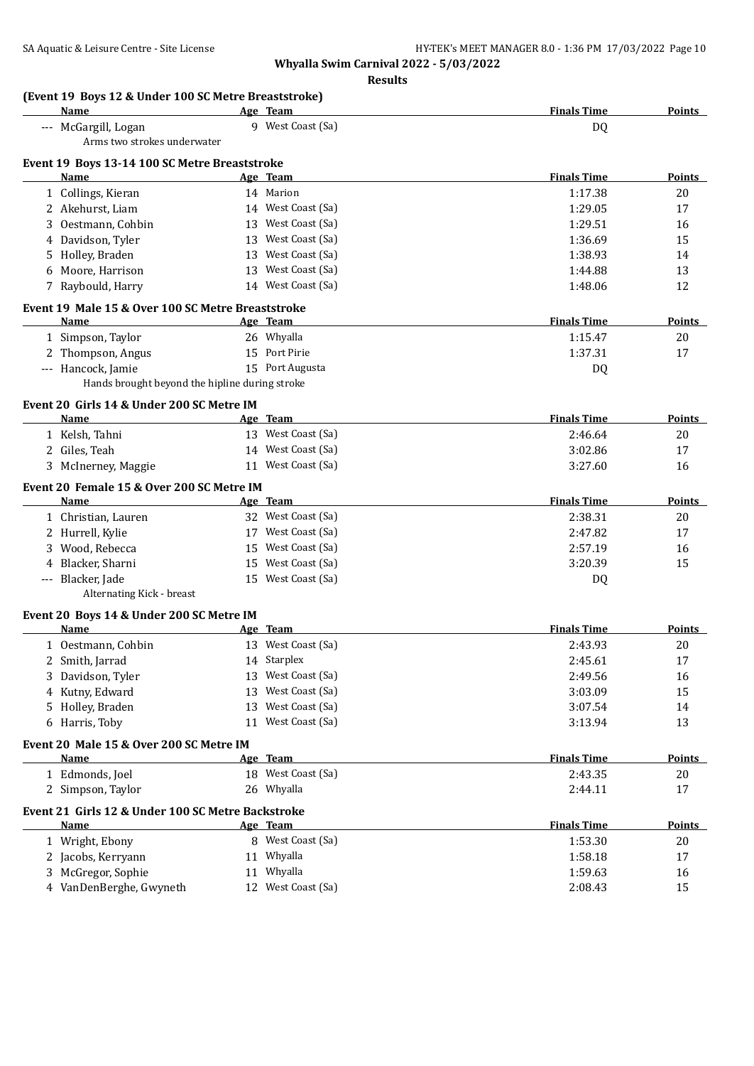**Whyalla Swim Carnival 2022 - 5/03/2022**

**Results**

### (Event 19 Boys 12 & Under 100 SC Metre Breaststroke)

| | Name | Age | Team | Finals Time | Points |
|---|---|---|---|---|---|
| --- | McGargill, Logan | 9 | West Coast (Sa) | DQ | |
| | Arms two strokes underwater | | | | |

### Event 19 Boys 13-14 100 SC Metre Breaststroke

| | Name | Age | Team | Finals Time | Points |
|---|---|---|---|---|---|
| 1 | Collings, Kieran | 14 | Marion | 1:17.38 | 20 |
| 2 | Akehurst, Liam | 14 | West Coast (Sa) | 1:29.05 | 17 |
| 3 | Oestmann, Cohbin | 13 | West Coast (Sa) | 1:29.51 | 16 |
| 4 | Davidson, Tyler | 13 | West Coast (Sa) | 1:36.69 | 15 |
| 5 | Holley, Braden | 13 | West Coast (Sa) | 1:38.93 | 14 |
| 6 | Moore, Harrison | 13 | West Coast (Sa) | 1:44.88 | 13 |
| 7 | Raybould, Harry | 14 | West Coast (Sa) | 1:48.06 | 12 |

### Event 19 Male 15 & Over 100 SC Metre Breaststroke

| | Name | Age | Team | Finals Time | Points |
|---|---|---|---|---|---|
| 1 | Simpson, Taylor | 26 | Whyalla | 1:15.47 | 20 |
| 2 | Thompson, Angus | 15 | Port Pirie | 1:37.31 | 17 |
| --- | Hancock, Jamie | 15 | Port Augusta | DQ | |
| | Hands brought beyond the hipline during stroke | | | | |

### Event 20 Girls 14 & Under 200 SC Metre IM

| | Name | Age | Team | Finals Time | Points |
|---|---|---|---|---|---|
| 1 | Kelsh, Tahni | 13 | West Coast (Sa) | 2:46.64 | 20 |
| 2 | Giles, Teah | 14 | West Coast (Sa) | 3:02.86 | 17 |
| 3 | McInerney, Maggie | 11 | West Coast (Sa) | 3:27.60 | 16 |

### Event 20 Female 15 & Over 200 SC Metre IM

| | Name | Age | Team | Finals Time | Points |
|---|---|---|---|---|---|
| 1 | Christian, Lauren | 32 | West Coast (Sa) | 2:38.31 | 20 |
| 2 | Hurrell, Kylie | 17 | West Coast (Sa) | 2:47.82 | 17 |
| 3 | Wood, Rebecca | 15 | West Coast (Sa) | 2:57.19 | 16 |
| 4 | Blacker, Sharni | 15 | West Coast (Sa) | 3:20.39 | 15 |
| --- | Blacker, Jade | 15 | West Coast (Sa) | DQ | |
| | Alternating Kick - breast | | | | |

### Event 20 Boys 14 & Under 200 SC Metre IM

| | Name | Age | Team | Finals Time | Points |
|---|---|---|---|---|---|
| 1 | Oestmann, Cohbin | 13 | West Coast (Sa) | 2:43.93 | 20 |
| 2 | Smith, Jarrad | 14 | Starplex | 2:45.61 | 17 |
| 3 | Davidson, Tyler | 13 | West Coast (Sa) | 2:49.56 | 16 |
| 4 | Kutny, Edward | 13 | West Coast (Sa) | 3:03.09 | 15 |
| 5 | Holley, Braden | 13 | West Coast (Sa) | 3:07.54 | 14 |
| 6 | Harris, Toby | 11 | West Coast (Sa) | 3:13.94 | 13 |

### Event 20 Male 15 & Over 200 SC Metre IM

| | Name | Age | Team | Finals Time | Points |
|---|---|---|---|---|---|
| 1 | Edmonds, Joel | 18 | West Coast (Sa) | 2:43.35 | 20 |
| 2 | Simpson, Taylor | 26 | Whyalla | 2:44.11 | 17 |

### Event 21 Girls 12 & Under 100 SC Metre Backstroke

| | Name | Age | Team | Finals Time | Points |
|---|---|---|---|---|---|
| 1 | Wright, Ebony | 8 | West Coast (Sa) | 1:53.30 | 20 |
| 2 | Jacobs, Kerryann | 11 | Whyalla | 1:58.18 | 17 |
| 3 | McGregor, Sophie | 11 | Whyalla | 1:59.63 | 16 |
| 4 | VanDenBerghe, Gwyneth | 12 | West Coast (Sa) | 2:08.43 | 15 |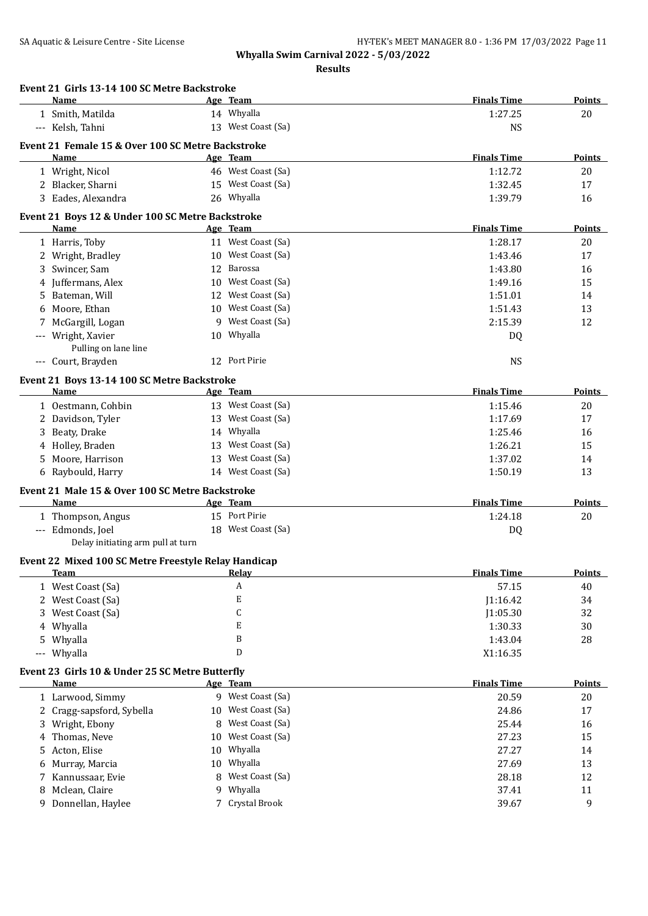# Whyalla Swim Carnival 2022 - 5/03/2022

## Results

### Event 21 Girls 13-14 100 SC Metre Backstroke

| | Name | Age | Team | Finals Time | Points |
|---|---|---|---|---|---|
| 1 | Smith, Matilda | 14 | Whyalla | 1:27.25 | 20 |
| --- | Kelsh, Tahni | 13 | West Coast (Sa) | NS | |

### Event 21 Female 15 & Over 100 SC Metre Backstroke

| | Name | Age | Team | Finals Time | Points |
|---|---|---|---|---|---|
| 1 | Wright, Nicol | 46 | West Coast (Sa) | 1:12.72 | 20 |
| 2 | Blacker, Sharni | 15 | West Coast (Sa) | 1:32.45 | 17 |
| 3 | Eades, Alexandra | 26 | Whyalla | 1:39.79 | 16 |

### Event 21 Boys 12 & Under 100 SC Metre Backstroke

| | Name | Age | Team | Finals Time | Points |
|---|---|---|---|---|---|
| 1 | Harris, Toby | 11 | West Coast (Sa) | 1:28.17 | 20 |
| 2 | Wright, Bradley | 10 | West Coast (Sa) | 1:43.46 | 17 |
| 3 | Swincer, Sam | 12 | Barossa | 1:43.80 | 16 |
| 4 | Juffermans, Alex | 10 | West Coast (Sa) | 1:49.16 | 15 |
| 5 | Bateman, Will | 12 | West Coast (Sa) | 1:51.01 | 14 |
| 6 | Moore, Ethan | 10 | West Coast (Sa) | 1:51.43 | 13 |
| 7 | McGargill, Logan | 9 | West Coast (Sa) | 2:15.39 | 12 |
| --- | Wright, Xavier | 10 | Whyalla | DQ | |
| | Pulling on lane line | | | | |
| --- | Court, Brayden | 12 | Port Pirie | NS | |

### Event 21 Boys 13-14 100 SC Metre Backstroke

| | Name | Age | Team | Finals Time | Points |
|---|---|---|---|---|---|
| 1 | Oestmann, Cohbin | 13 | West Coast (Sa) | 1:15.46 | 20 |
| 2 | Davidson, Tyler | 13 | West Coast (Sa) | 1:17.69 | 17 |
| 3 | Beaty, Drake | 14 | Whyalla | 1:25.46 | 16 |
| 4 | Holley, Braden | 13 | West Coast (Sa) | 1:26.21 | 15 |
| 5 | Moore, Harrison | 13 | West Coast (Sa) | 1:37.02 | 14 |
| 6 | Raybould, Harry | 14 | West Coast (Sa) | 1:50.19 | 13 |

### Event 21 Male 15 & Over 100 SC Metre Backstroke

| | Name | Age | Team | Finals Time | Points |
|---|---|---|---|---|---|
| 1 | Thompson, Angus | 15 | Port Pirie | 1:24.18 | 20 |
| --- | Edmonds, Joel | 18 | West Coast (Sa) | DQ | |
| | Delay initiating arm pull at turn | | | | |

### Event 22 Mixed 100 SC Metre Freestyle Relay Handicap

| | Team | Relay | Finals Time | Points |
|---|---|---|---|---|
| 1 | West Coast (Sa) | A | 57.15 | 40 |
| 2 | West Coast (Sa) | E | J1:16.42 | 34 |
| 3 | West Coast (Sa) | C | J1:05.30 | 32 |
| 4 | Whyalla | E | 1:30.33 | 30 |
| 5 | Whyalla | B | 1:43.04 | 28 |
| --- | Whyalla | D | X1:16.35 | |

### Event 23 Girls 10 & Under 25 SC Metre Butterfly

| | Name | Age | Team | Finals Time | Points |
|---|---|---|---|---|---|
| 1 | Larwood, Simmy | 9 | West Coast (Sa) | 20.59 | 20 |
| 2 | Cragg-sapsford, Sybella | 10 | West Coast (Sa) | 24.86 | 17 |
| 3 | Wright, Ebony | 8 | West Coast (Sa) | 25.44 | 16 |
| 4 | Thomas, Neve | 10 | West Coast (Sa) | 27.23 | 15 |
| 5 | Acton, Elise | 10 | Whyalla | 27.27 | 14 |
| 6 | Murray, Marcia | 10 | Whyalla | 27.69 | 13 |
| 7 | Kannussaar, Evie | 8 | West Coast (Sa) | 28.18 | 12 |
| 8 | Mclean, Claire | 9 | Whyalla | 37.41 | 11 |
| 9 | Donnellan, Haylee | 7 | Crystal Brook | 39.67 | 9 |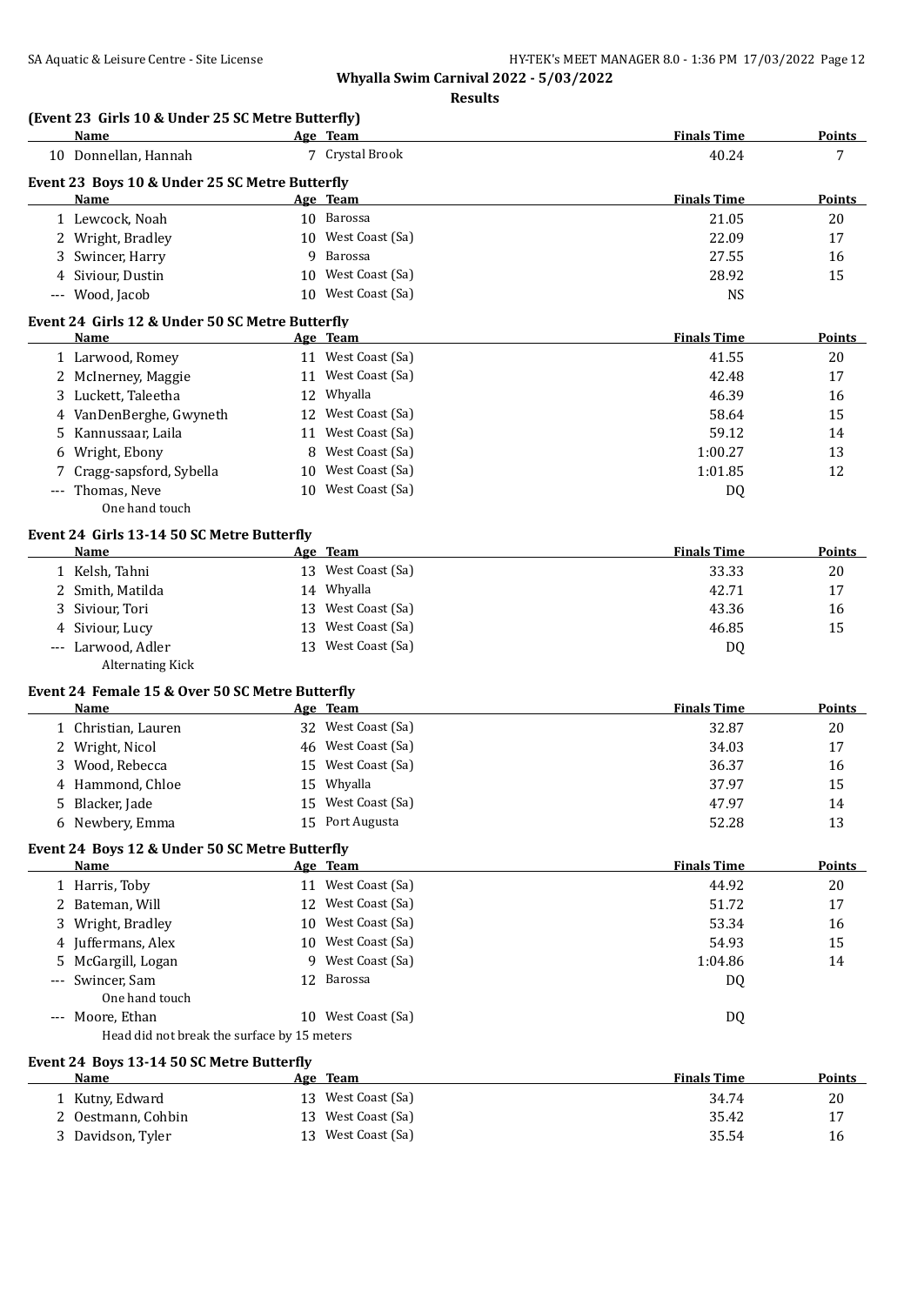**Whyalla Swim Carnival 2022 - 5/03/2022**

**Results**

### (Event 23 Girls 10 & Under 25 SC Metre Butterfly)

| | Name | Age | Team | Finals Time | Points |
|---|---|---|---|---|---|
| 10 | Donnellan, Hannah | 7 | Crystal Brook | 40.24 | 7 |

### Event 23 Boys 10 & Under 25 SC Metre Butterfly

| | Name | Age | Team | Finals Time | Points |
|---|---|---|---|---|---|
| 1 | Lewcock, Noah | 10 | Barossa | 21.05 | 20 |
| 2 | Wright, Bradley | 10 | West Coast (Sa) | 22.09 | 17 |
| 3 | Swincer, Harry | 9 | Barossa | 27.55 | 16 |
| 4 | Siviour, Dustin | 10 | West Coast (Sa) | 28.92 | 15 |
| --- | Wood, Jacob | 10 | West Coast (Sa) | NS | |

### Event 24 Girls 12 & Under 50 SC Metre Butterfly

| | Name | Age | Team | Finals Time | Points |
|---|---|---|---|---|---|
| 1 | Larwood, Romey | 11 | West Coast (Sa) | 41.55 | 20 |
| 2 | McInerney, Maggie | 11 | West Coast (Sa) | 42.48 | 17 |
| 3 | Luckett, Taleetha | 12 | Whyalla | 46.39 | 16 |
| 4 | VanDenBerghe, Gwyneth | 12 | West Coast (Sa) | 58.64 | 15 |
| 5 | Kannussaar, Laila | 11 | West Coast (Sa) | 59.12 | 14 |
| 6 | Wright, Ebony | 8 | West Coast (Sa) | 1:00.27 | 13 |
| 7 | Cragg-sapsford, Sybella | 10 | West Coast (Sa) | 1:01.85 | 12 |
| --- | Thomas, Neve | 10 | West Coast (Sa) | DQ | |
| | One hand touch | | | | |

### Event 24 Girls 13-14 50 SC Metre Butterfly

| | Name | Age | Team | Finals Time | Points |
|---|---|---|---|---|---|
| 1 | Kelsh, Tahni | 13 | West Coast (Sa) | 33.33 | 20 |
| 2 | Smith, Matilda | 14 | Whyalla | 42.71 | 17 |
| 3 | Siviour, Tori | 13 | West Coast (Sa) | 43.36 | 16 |
| 4 | Siviour, Lucy | 13 | West Coast (Sa) | 46.85 | 15 |
| --- | Larwood, Adler | 13 | West Coast (Sa) | DQ | |
| | Alternating Kick | | | | |

### Event 24 Female 15 & Over 50 SC Metre Butterfly

| | Name | Age | Team | Finals Time | Points |
|---|---|---|---|---|---|
| 1 | Christian, Lauren | 32 | West Coast (Sa) | 32.87 | 20 |
| 2 | Wright, Nicol | 46 | West Coast (Sa) | 34.03 | 17 |
| 3 | Wood, Rebecca | 15 | West Coast (Sa) | 36.37 | 16 |
| 4 | Hammond, Chloe | 15 | Whyalla | 37.97 | 15 |
| 5 | Blacker, Jade | 15 | West Coast (Sa) | 47.97 | 14 |
| 6 | Newbery, Emma | 15 | Port Augusta | 52.28 | 13 |

### Event 24 Boys 12 & Under 50 SC Metre Butterfly

| | Name | Age | Team | Finals Time | Points |
|---|---|---|---|---|---|
| 1 | Harris, Toby | 11 | West Coast (Sa) | 44.92 | 20 |
| 2 | Bateman, Will | 12 | West Coast (Sa) | 51.72 | 17 |
| 3 | Wright, Bradley | 10 | West Coast (Sa) | 53.34 | 16 |
| 4 | Juffermans, Alex | 10 | West Coast (Sa) | 54.93 | 15 |
| 5 | McGargill, Logan | 9 | West Coast (Sa) | 1:04.86 | 14 |
| --- | Swincer, Sam | 12 | Barossa | DQ | |
| | One hand touch | | | | |
| --- | Moore, Ethan | 10 | West Coast (Sa) | DQ | |
| | Head did not break the surface by 15 meters | | | | |

### Event 24 Boys 13-14 50 SC Metre Butterfly

| | Name | Age | Team | Finals Time | Points |
|---|---|---|---|---|---|
| 1 | Kutny, Edward | 13 | West Coast (Sa) | 34.74 | 20 |
| 2 | Oestmann, Cohbin | 13 | West Coast (Sa) | 35.42 | 17 |
| 3 | Davidson, Tyler | 13 | West Coast (Sa) | 35.54 | 16 |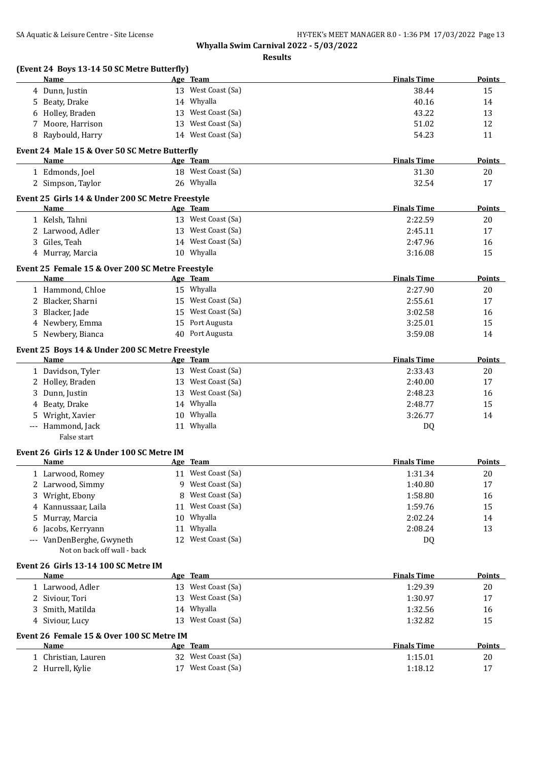**Whyalla Swim Carnival 2022 - 5/03/2022**

**Results**

### (Event 24 Boys 13-14 50 SC Metre Butterfly)

| | Name | Age | Team | Finals Time | Points |
|---|---|---|---|---|---|
| 4 | Dunn, Justin | 13 | West Coast (Sa) | 38.44 | 15 |
| 5 | Beaty, Drake | 14 | Whyalla | 40.16 | 14 |
| 6 | Holley, Braden | 13 | West Coast (Sa) | 43.22 | 13 |
| 7 | Moore, Harrison | 13 | West Coast (Sa) | 51.02 | 12 |
| 8 | Raybould, Harry | 14 | West Coast (Sa) | 54.23 | 11 |

### Event 24 Male 15 & Over 50 SC Metre Butterfly

| | Name | Age | Team | Finals Time | Points |
|---|---|---|---|---|---|
| 1 | Edmonds, Joel | 18 | West Coast (Sa) | 31.30 | 20 |
| 2 | Simpson, Taylor | 26 | Whyalla | 32.54 | 17 |

### Event 25 Girls 14 & Under 200 SC Metre Freestyle

| | Name | Age | Team | Finals Time | Points |
|---|---|---|---|---|---|
| 1 | Kelsh, Tahni | 13 | West Coast (Sa) | 2:22.59 | 20 |
| 2 | Larwood, Adler | 13 | West Coast (Sa) | 2:45.11 | 17 |
| 3 | Giles, Teah | 14 | West Coast (Sa) | 2:47.96 | 16 |
| 4 | Murray, Marcia | 10 | Whyalla | 3:16.08 | 15 |

### Event 25 Female 15 & Over 200 SC Metre Freestyle

| | Name | Age | Team | Finals Time | Points |
|---|---|---|---|---|---|
| 1 | Hammond, Chloe | 15 | Whyalla | 2:27.90 | 20 |
| 2 | Blacker, Sharni | 15 | West Coast (Sa) | 2:55.61 | 17 |
| 3 | Blacker, Jade | 15 | West Coast (Sa) | 3:02.58 | 16 |
| 4 | Newbery, Emma | 15 | Port Augusta | 3:25.01 | 15 |
| 5 | Newbery, Bianca | 40 | Port Augusta | 3:59.08 | 14 |

### Event 25 Boys 14 & Under 200 SC Metre Freestyle

| | Name | Age | Team | Finals Time | Points |
|---|---|---|---|---|---|
| 1 | Davidson, Tyler | 13 | West Coast (Sa) | 2:33.43 | 20 |
| 2 | Holley, Braden | 13 | West Coast (Sa) | 2:40.00 | 17 |
| 3 | Dunn, Justin | 13 | West Coast (Sa) | 2:48.23 | 16 |
| 4 | Beaty, Drake | 14 | Whyalla | 2:48.77 | 15 |
| 5 | Wright, Xavier | 10 | Whyalla | 3:26.77 | 14 |
| --- | Hammond, Jack | 11 | Whyalla | DQ | |
| | False start | | | | |

### Event 26 Girls 12 & Under 100 SC Metre IM

| | Name | Age | Team | Finals Time | Points |
|---|---|---|---|---|---|
| 1 | Larwood, Romey | 11 | West Coast (Sa) | 1:31.34 | 20 |
| 2 | Larwood, Simmy | 9 | West Coast (Sa) | 1:40.80 | 17 |
| 3 | Wright, Ebony | 8 | West Coast (Sa) | 1:58.80 | 16 |
| 4 | Kannussaar, Laila | 11 | West Coast (Sa) | 1:59.76 | 15 |
| 5 | Murray, Marcia | 10 | Whyalla | 2:02.24 | 14 |
| 6 | Jacobs, Kerryann | 11 | Whyalla | 2:08.24 | 13 |
| --- | VanDenBerghe, Gwyneth | 12 | West Coast (Sa) | DQ | |
| | Not on back off wall - back | | | | |

### Event 26 Girls 13-14 100 SC Metre IM

| | Name | Age | Team | Finals Time | Points |
|---|---|---|---|---|---|
| 1 | Larwood, Adler | 13 | West Coast (Sa) | 1:29.39 | 20 |
| 2 | Siviour, Tori | 13 | West Coast (Sa) | 1:30.97 | 17 |
| 3 | Smith, Matilda | 14 | Whyalla | 1:32.56 | 16 |
| 4 | Siviour, Lucy | 13 | West Coast (Sa) | 1:32.82 | 15 |

### Event 26 Female 15 & Over 100 SC Metre IM

| | Name | Age | Team | Finals Time | Points |
|---|---|---|---|---|---|
| 1 | Christian, Lauren | 32 | West Coast (Sa) | 1:15.01 | 20 |
| 2 | Hurrell, Kylie | 17 | West Coast (Sa) | 1:18.12 | 17 |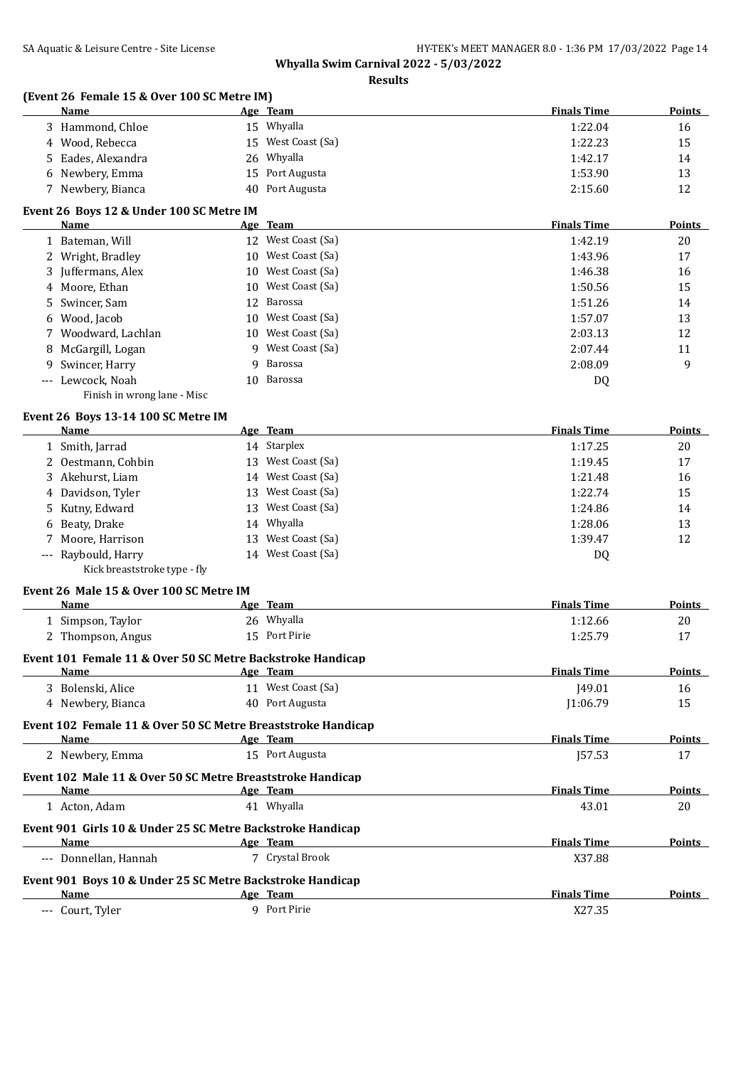**Whyalla Swim Carnival 2022 - 5/03/2022**

**Results**

### (Event 26 Female 15 & Over 100 SC Metre IM)

| | Name | Age | Team | Finals Time | Points |
|---|---|---|---|---|---|
| 3 | Hammond, Chloe | 15 | Whyalla | 1:22.04 | 16 |
| 4 | Wood, Rebecca | 15 | West Coast (Sa) | 1:22.23 | 15 |
| 5 | Eades, Alexandra | 26 | Whyalla | 1:42.17 | 14 |
| 6 | Newbery, Emma | 15 | Port Augusta | 1:53.90 | 13 |
| 7 | Newbery, Bianca | 40 | Port Augusta | 2:15.60 | 12 |

### Event 26 Boys 12 & Under 100 SC Metre IM

| | Name | Age | Team | Finals Time | Points |
|---|---|---|---|---|---|
| 1 | Bateman, Will | 12 | West Coast (Sa) | 1:42.19 | 20 |
| 2 | Wright, Bradley | 10 | West Coast (Sa) | 1:43.96 | 17 |
| 3 | Juffermans, Alex | 10 | West Coast (Sa) | 1:46.38 | 16 |
| 4 | Moore, Ethan | 10 | West Coast (Sa) | 1:50.56 | 15 |
| 5 | Swincer, Sam | 12 | Barossa | 1:51.26 | 14 |
| 6 | Wood, Jacob | 10 | West Coast (Sa) | 1:57.07 | 13 |
| 7 | Woodward, Lachlan | 10 | West Coast (Sa) | 2:03.13 | 12 |
| 8 | McGargill, Logan | 9 | West Coast (Sa) | 2:07.44 | 11 |
| 9 | Swincer, Harry | 9 | Barossa | 2:08.09 | 9 |
| --- | Lewcock, Noah | 10 | Barossa | DQ | |
| | Finish in wrong lane - Misc | | | | |

### Event 26 Boys 13-14 100 SC Metre IM

| | Name | Age | Team | Finals Time | Points |
|---|---|---|---|---|---|
| 1 | Smith, Jarrad | 14 | Starplex | 1:17.25 | 20 |
| 2 | Oestmann, Cohbin | 13 | West Coast (Sa) | 1:19.45 | 17 |
| 3 | Akehurst, Liam | 14 | West Coast (Sa) | 1:21.48 | 16 |
| 4 | Davidson, Tyler | 13 | West Coast (Sa) | 1:22.74 | 15 |
| 5 | Kutny, Edward | 13 | West Coast (Sa) | 1:24.86 | 14 |
| 6 | Beaty, Drake | 14 | Whyalla | 1:28.06 | 13 |
| 7 | Moore, Harrison | 13 | West Coast (Sa) | 1:39.47 | 12 |
| --- | Raybould, Harry | 14 | West Coast (Sa) | DQ | |
| | Kick breaststroke type - fly | | | | |

### Event 26 Male 15 & Over 100 SC Metre IM

| | Name | Age | Team | Finals Time | Points |
|---|---|---|---|---|---|
| 1 | Simpson, Taylor | 26 | Whyalla | 1:12.66 | 20 |
| 2 | Thompson, Angus | 15 | Port Pirie | 1:25.79 | 17 |

### Event 101 Female 11 & Over 50 SC Metre Backstroke Handicap

| | Name | Age | Team | Finals Time | Points |
|---|---|---|---|---|---|
| 3 | Bolenski, Alice | 11 | West Coast (Sa) | J49.01 | 16 |
| 4 | Newbery, Bianca | 40 | Port Augusta | J1:06.79 | 15 |

### Event 102 Female 11 & Over 50 SC Metre Breaststroke Handicap

| | Name | Age | Team | Finals Time | Points |
|---|---|---|---|---|---|
| 2 | Newbery, Emma | 15 | Port Augusta | J57.53 | 17 |

### Event 102 Male 11 & Over 50 SC Metre Breaststroke Handicap

| | Name | Age | Team | Finals Time | Points |
|---|---|---|---|---|---|
| 1 | Acton, Adam | 41 | Whyalla | 43.01 | 20 |

### Event 901 Girls 10 & Under 25 SC Metre Backstroke Handicap

| | Name | Age | Team | Finals Time | Points |
|---|---|---|---|---|---|
| --- | Donnellan, Hannah | 7 | Crystal Brook | X37.88 | |

### Event 901 Boys 10 & Under 25 SC Metre Backstroke Handicap

| | Name | Age | Team | Finals Time | Points |
|---|---|---|---|---|---|
| --- | Court, Tyler | 9 | Port Pirie | X27.35 | |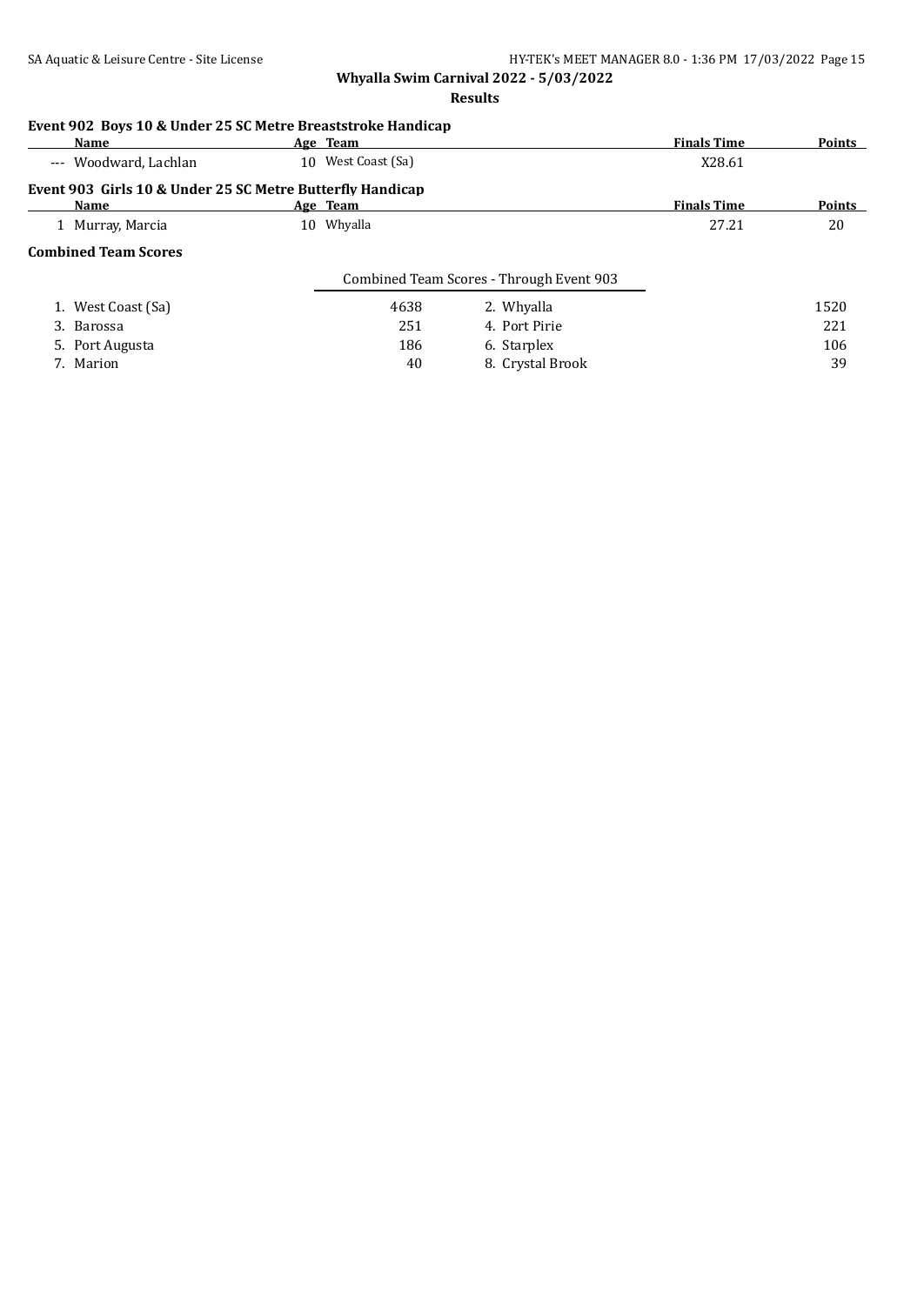**Whyalla Swim Carnival 2022 - 5/03/2022**

**Results**

### Event 902 Boys 10 & Under 25 SC Metre Breaststroke Handicap

| | Name | Age | Team | Finals Time | Points |
|---|---|---|---|---|---|
| --- | Woodward, Lachlan | 10 | West Coast (Sa) | X28.61 | |

### Event 903 Girls 10 & Under 25 SC Metre Butterfly Handicap

| | Name | Age | Team | Finals Time | Points |
|---|---|---|---|---|---|
| 1 | Murray, Marcia | 10 | Whyalla | 27.21 | 20 |

### Combined Team Scores

Combined Team Scores - Through Event 903

| | | | |
|---|---|---|---|
| 1. West Coast (Sa) | 4638 | 2. Whyalla | 1520 |
| 3. Barossa | 251 | 4. Port Pirie | 221 |
| 5. Port Augusta | 186 | 6. Starplex | 106 |
| 7. Marion | 40 | 8. Crystal Brook | 39 |